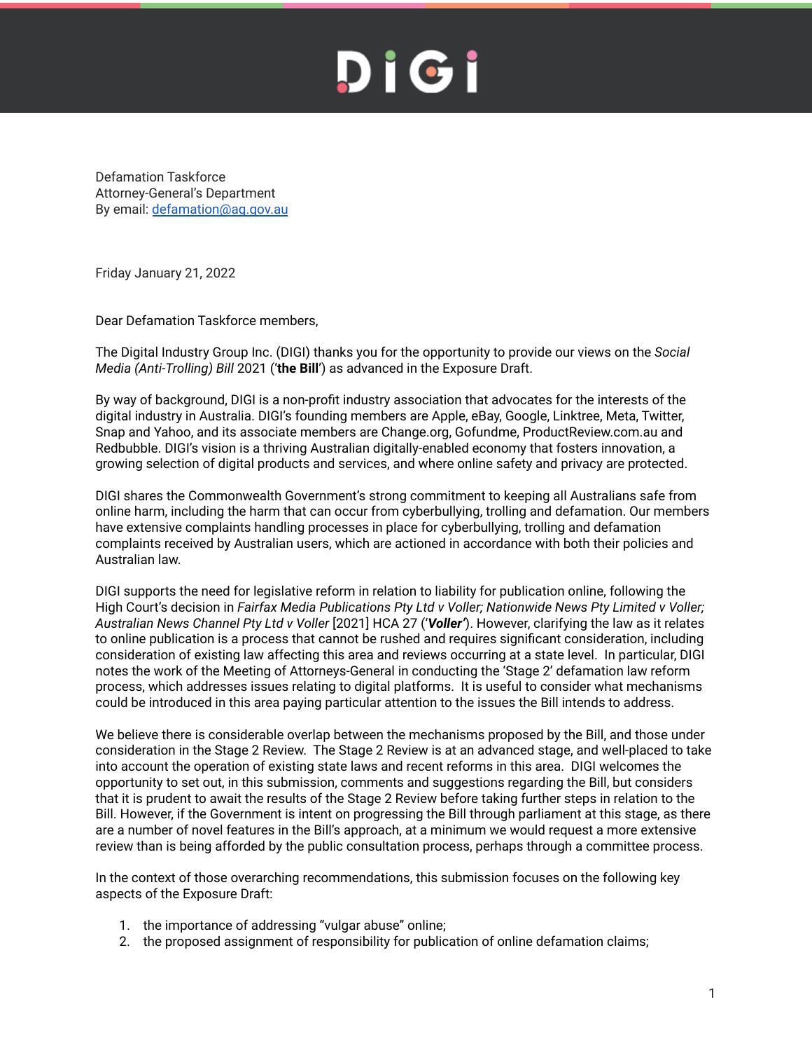# DIGI

Defamation Taskforce
Attorney-General's Department
By email: [defamation@ag.gov.au](mailto:defamation@ag.gov.au)

Friday January 21, 2022

Dear Defamation Taskforce members,

The Digital Industry Group Inc. (DIGI) thanks you for the opportunity to provide our views on the *Social Media (Anti-Trolling) Bill* 2021 ('**the Bill**') as advanced in the Exposure Draft.

By way of background, DIGI is a non-profit industry association that advocates for the interests of the digital industry in Australia. DIGI's founding members are Apple, eBay, Google, Linktree, Meta, Twitter, Snap and Yahoo, and its associate members are Change.org, Gofundme, ProductReview.com.au and Redbubble. DIGI's vision is a thriving Australian digitally-enabled economy that fosters innovation, a growing selection of digital products and services, and where online safety and privacy are protected.

DIGI shares the Commonwealth Government's strong commitment to keeping all Australians safe from online harm, including the harm that can occur from cyberbullying, trolling and defamation. Our members have extensive complaints handling processes in place for cyberbullying, trolling and defamation complaints received by Australian users, which are actioned in accordance with both their policies and Australian law.

DIGI supports the need for legislative reform in relation to liability for publication online, following the High Court's decision in *Fairfax Media Publications Pty Ltd v Voller; Nationwide News Pty Limited v Voller; Australian News Channel Pty Ltd v Voller* [2021] HCA 27 ('***Voller***'). However, clarifying the law as it relates to online publication is a process that cannot be rushed and requires significant consideration, including consideration of existing law affecting this area and reviews occurring at a state level. In particular, DIGI notes the work of the Meeting of Attorneys-General in conducting the 'Stage 2' defamation law reform process, which addresses issues relating to digital platforms. It is useful to consider what mechanisms could be introduced in this area paying particular attention to the issues the Bill intends to address.

We believe there is considerable overlap between the mechanisms proposed by the Bill, and those under consideration in the Stage 2 Review. The Stage 2 Review is at an advanced stage, and well-placed to take into account the operation of existing state laws and recent reforms in this area. DIGI welcomes the opportunity to set out, in this submission, comments and suggestions regarding the Bill, but considers that it is prudent to await the results of the Stage 2 Review before taking further steps in relation to the Bill. However, if the Government is intent on progressing the Bill through parliament at this stage, as there are a number of novel features in the Bill's approach, at a minimum we would request a more extensive review than is being afforded by the public consultation process, perhaps through a committee process.

In the context of those overarching recommendations, this submission focuses on the following key aspects of the Exposure Draft:

1. the importance of addressing "vulgar abuse" online;
2. the proposed assignment of responsibility for publication of online defamation claims;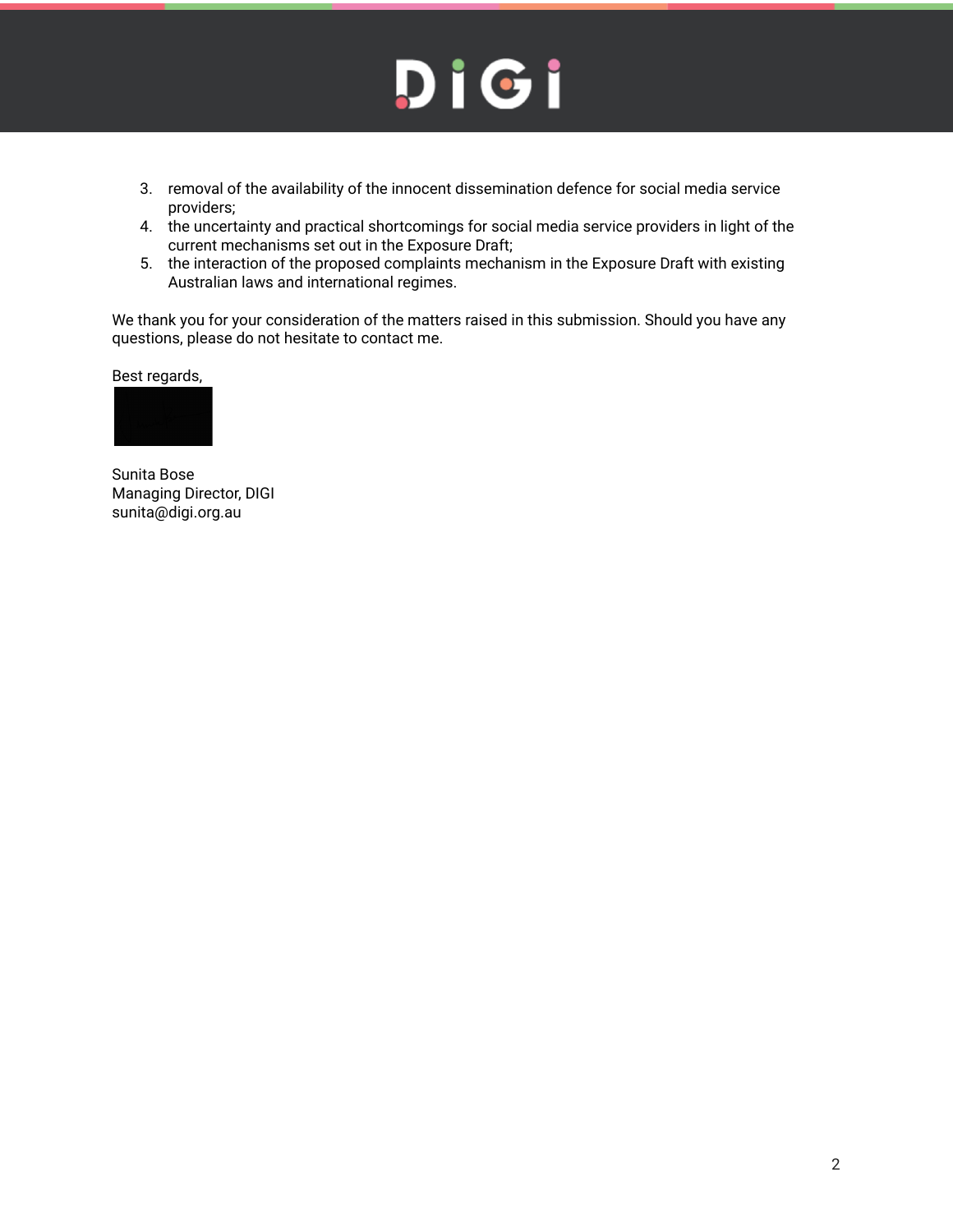3. removal of the availability of the innocent dissemination defence for social media service providers;
4. the uncertainty and practical shortcomings for social media service providers in light of the current mechanisms set out in the Exposure Draft;
5. the interaction of the proposed complaints mechanism in the Exposure Draft with existing Australian laws and international regimes.

We thank you for your consideration of the matters raised in this submission. Should you have any questions, please do not hesitate to contact me.

Best regards,

Sunita Bose
Managing Director, DIGI
sunita@digi.org.au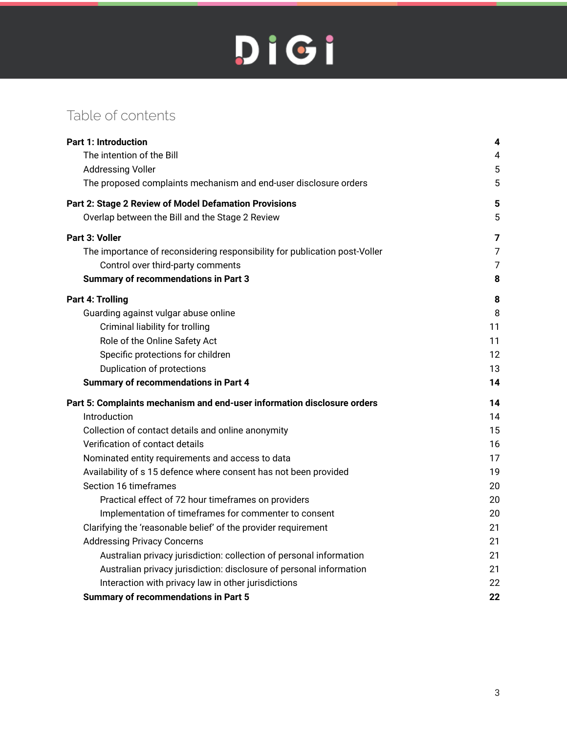# Table of contents

| | |
|---|---|
| **Part 1: Introduction** | **4** |
| The intention of the Bill | 4 |
| Addressing Voller | 5 |
| The proposed complaints mechanism and end-user disclosure orders | 5 |
| **Part 2: Stage 2 Review of Model Defamation Provisions** | **5** |
| Overlap between the Bill and the Stage 2 Review | 5 |
| **Part 3: Voller** | **7** |
| The importance of reconsidering responsibility for publication post-Voller | 7 |
| Control over third-party comments | 7 |
| **Summary of recommendations in Part 3** | **8** |
| **Part 4: Trolling** | **8** |
| Guarding against vulgar abuse online | 8 |
| Criminal liability for trolling | 11 |
| Role of the Online Safety Act | 11 |
| Specific protections for children | 12 |
| Duplication of protections | 13 |
| **Summary of recommendations in Part 4** | **14** |
| **Part 5: Complaints mechanism and end-user information disclosure orders** | **14** |
| Introduction | 14 |
| Collection of contact details and online anonymity | 15 |
| Verification of contact details | 16 |
| Nominated entity requirements and access to data | 17 |
| Availability of s 15 defence where consent has not been provided | 19 |
| Section 16 timeframes | 20 |
| Practical effect of 72 hour timeframes on providers | 20 |
| Implementation of timeframes for commenter to consent | 20 |
| Clarifying the 'reasonable belief' of the provider requirement | 21 |
| Addressing Privacy Concerns | 21 |
| Australian privacy jurisdiction: collection of personal information | 21 |
| Australian privacy jurisdiction: disclosure of personal information | 21 |
| Interaction with privacy law in other jurisdictions | 22 |
| **Summary of recommendations in Part 5** | **22** |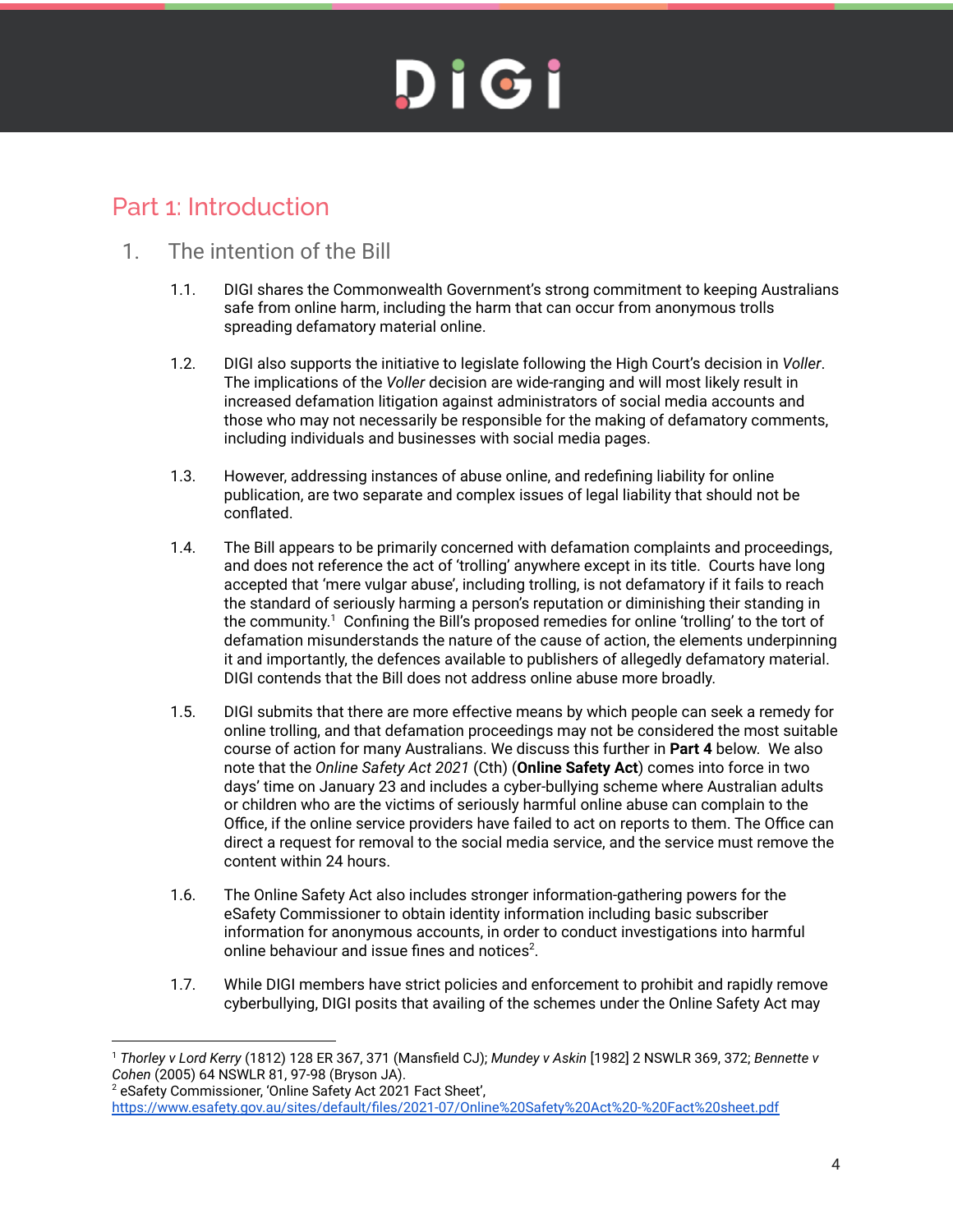# Part 1: Introduction

## 1. The intention of the Bill

1.1. DIGI shares the Commonwealth Government's strong commitment to keeping Australians safe from online harm, including the harm that can occur from anonymous trolls spreading defamatory material online.

1.2. DIGI also supports the initiative to legislate following the High Court's decision in *Voller*. The implications of the *Voller* decision are wide-ranging and will most likely result in increased defamation litigation against administrators of social media accounts and those who may not necessarily be responsible for the making of defamatory comments, including individuals and businesses with social media pages.

1.3. However, addressing instances of abuse online, and redefining liability for online publication, are two separate and complex issues of legal liability that should not be conflated.

1.4. The Bill appears to be primarily concerned with defamation complaints and proceedings, and does not reference the act of 'trolling' anywhere except in its title. Courts have long accepted that 'mere vulgar abuse', including trolling, is not defamatory if it fails to reach the standard of seriously harming a person's reputation or diminishing their standing in the community.[1] Confining the Bill's proposed remedies for online 'trolling' to the tort of defamation misunderstands the nature of the cause of action, the elements underpinning it and importantly, the defences available to publishers of allegedly defamatory material. DIGI contends that the Bill does not address online abuse more broadly.

1.5. DIGI submits that there are more effective means by which people can seek a remedy for online trolling, and that defamation proceedings may not be considered the most suitable course of action for many Australians. We discuss this further in **Part 4** below. We also note that the *Online Safety Act 2021* (Cth) (**Online Safety Act**) comes into force in two days' time on January 23 and includes a cyber-bullying scheme where Australian adults or children who are the victims of seriously harmful online abuse can complain to the Office, if the online service providers have failed to act on reports to them. The Office can direct a request for removal to the social media service, and the service must remove the content within 24 hours.

1.6. The Online Safety Act also includes stronger information-gathering powers for the eSafety Commissioner to obtain identity information including basic subscriber information for anonymous accounts, in order to conduct investigations into harmful online behaviour and issue fines and notices[2].

1.7. While DIGI members have strict policies and enforcement to prohibit and rapidly remove cyberbullying, DIGI posits that availing of the schemes under the Online Safety Act may

---

[1] *Thorley v Lord Kerry* (1812) 128 ER 367, 371 (Mansfield CJ); *Mundey v Askin* [1982] 2 NSWLR 369, 372; *Bennette v Cohen* (2005) 64 NSWLR 81, 97-98 (Bryson JA).

[2] eSafety Commissioner, 'Online Safety Act 2021 Fact Sheet', https://www.esafety.gov.au/sites/default/files/2021-07/Online%20Safety%20Act%20-%20Fact%20sheet.pdf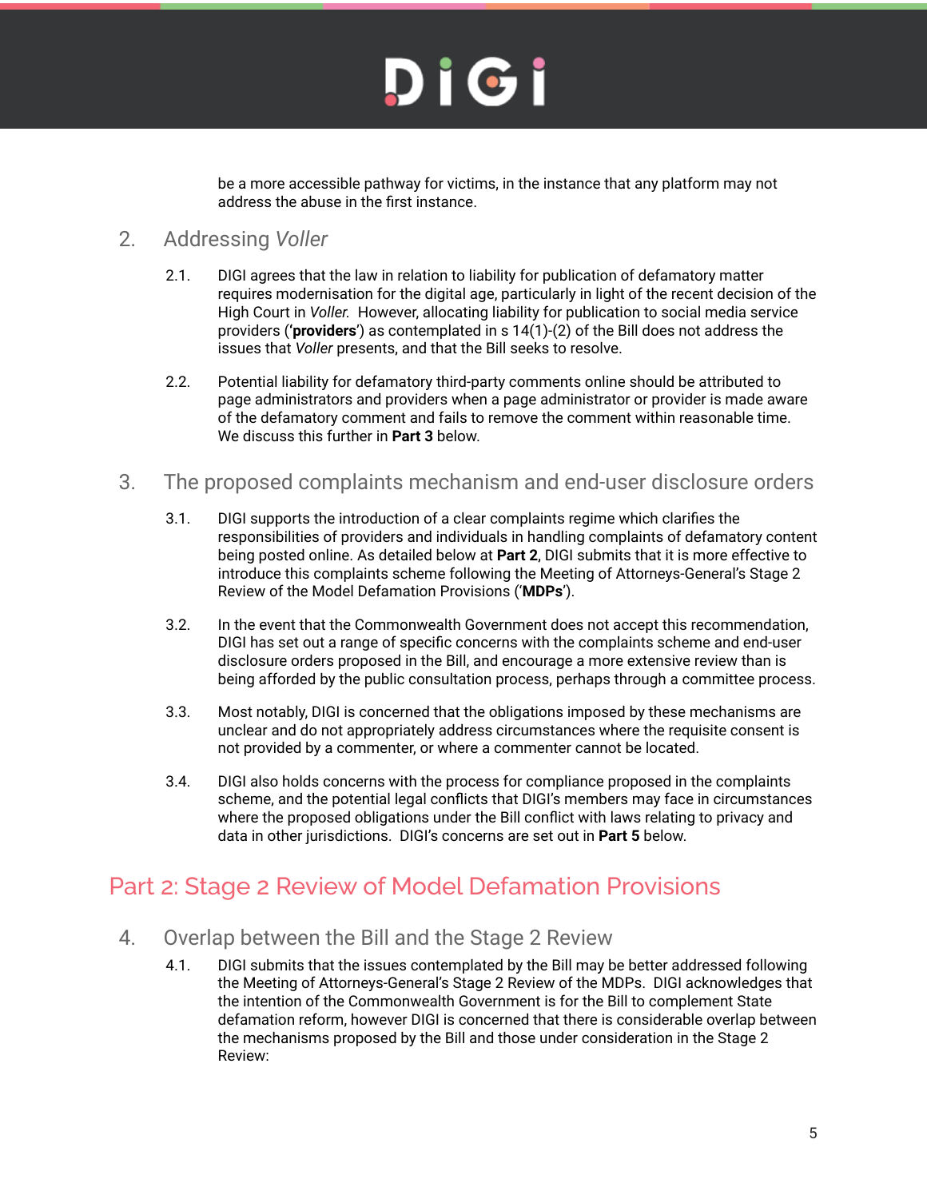be a more accessible pathway for victims, in the instance that any platform may not address the abuse in the first instance.

## 2. Addressing *Voller*

2.1. DIGI agrees that the law in relation to liability for publication of defamatory matter requires modernisation for the digital age, particularly in light of the recent decision of the High Court in *Voller.* However, allocating liability for publication to social media service providers ('**providers**') as contemplated in s 14(1)-(2) of the Bill does not address the issues that *Voller* presents, and that the Bill seeks to resolve.

2.2. Potential liability for defamatory third-party comments online should be attributed to page administrators and providers when a page administrator or provider is made aware of the defamatory comment and fails to remove the comment within reasonable time. We discuss this further in **Part 3** below.

## 3. The proposed complaints mechanism and end-user disclosure orders

3.1. DIGI supports the introduction of a clear complaints regime which clarifies the responsibilities of providers and individuals in handling complaints of defamatory content being posted online. As detailed below at **Part 2**, DIGI submits that it is more effective to introduce this complaints scheme following the Meeting of Attorneys-General's Stage 2 Review of the Model Defamation Provisions ('**MDPs**').

3.2. In the event that the Commonwealth Government does not accept this recommendation, DIGI has set out a range of specific concerns with the complaints scheme and end-user disclosure orders proposed in the Bill, and encourage a more extensive review than is being afforded by the public consultation process, perhaps through a committee process.

3.3. Most notably, DIGI is concerned that the obligations imposed by these mechanisms are unclear and do not appropriately address circumstances where the requisite consent is not provided by a commenter, or where a commenter cannot be located.

3.4. DIGI also holds concerns with the process for compliance proposed in the complaints scheme, and the potential legal conflicts that DIGI's members may face in circumstances where the proposed obligations under the Bill conflict with laws relating to privacy and data in other jurisdictions. DIGI's concerns are set out in **Part 5** below.

# Part 2: Stage 2 Review of Model Defamation Provisions

## 4. Overlap between the Bill and the Stage 2 Review

4.1. DIGI submits that the issues contemplated by the Bill may be better addressed following the Meeting of Attorneys-General's Stage 2 Review of the MDPs. DIGI acknowledges that the intention of the Commonwealth Government is for the Bill to complement State defamation reform, however DIGI is concerned that there is considerable overlap between the mechanisms proposed by the Bill and those under consideration in the Stage 2 Review: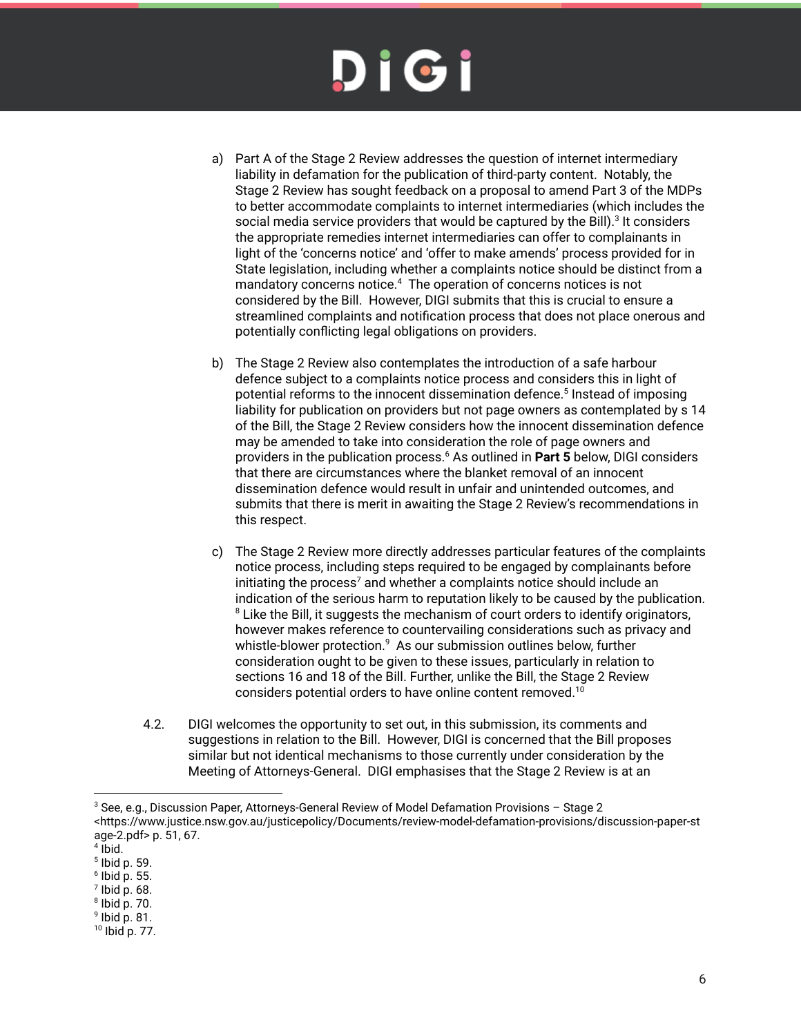a) Part A of the Stage 2 Review addresses the question of internet intermediary liability in defamation for the publication of third-party content. Notably, the Stage 2 Review has sought feedback on a proposal to amend Part 3 of the MDPs to better accommodate complaints to internet intermediaries (which includes the social media service providers that would be captured by the Bill).[3] It considers the appropriate remedies internet intermediaries can offer to complainants in light of the 'concerns notice' and 'offer to make amends' process provided for in State legislation, including whether a complaints notice should be distinct from a mandatory concerns notice.[4] The operation of concerns notices is not considered by the Bill. However, DIGI submits that this is crucial to ensure a streamlined complaints and notification process that does not place onerous and potentially conflicting legal obligations on providers.

b) The Stage 2 Review also contemplates the introduction of a safe harbour defence subject to a complaints notice process and considers this in light of potential reforms to the innocent dissemination defence.[5] Instead of imposing liability for publication on providers but not page owners as contemplated by s 14 of the Bill, the Stage 2 Review considers how the innocent dissemination defence may be amended to take into consideration the role of page owners and providers in the publication process.[6] As outlined in **Part 5** below, DIGI considers that there are circumstances where the blanket removal of an innocent dissemination defence would result in unfair and unintended outcomes, and submits that there is merit in awaiting the Stage 2 Review's recommendations in this respect.

c) The Stage 2 Review more directly addresses particular features of the complaints notice process, including steps required to be engaged by complainants before initiating the process[7] and whether a complaints notice should include an indication of the serious harm to reputation likely to be caused by the publication.[8] Like the Bill, it suggests the mechanism of court orders to identify originators, however makes reference to countervailing considerations such as privacy and whistle-blower protection.[9] As our submission outlines below, further consideration ought to be given to these issues, particularly in relation to sections 16 and 18 of the Bill. Further, unlike the Bill, the Stage 2 Review considers potential orders to have online content removed.[10]

4.2. DIGI welcomes the opportunity to set out, in this submission, its comments and suggestions in relation to the Bill. However, DIGI is concerned that the Bill proposes similar but not identical mechanisms to those currently under consideration by the Meeting of Attorneys-General. DIGI emphasises that the Stage 2 Review is at an

---

[3] See, e.g., Discussion Paper, Attorneys-General Review of Model Defamation Provisions – Stage 2 <https://www.justice.nsw.gov.au/justicepolicy/Documents/review-model-defamation-provisions/discussion-paper-stage-2.pdf> p. 51, 67.

[4] Ibid.

[5] Ibid p. 59.

[6] Ibid p. 55.

[7] Ibid p. 68.

[8] Ibid p. 70.

[9] Ibid p. 81.

[10] Ibid p. 77.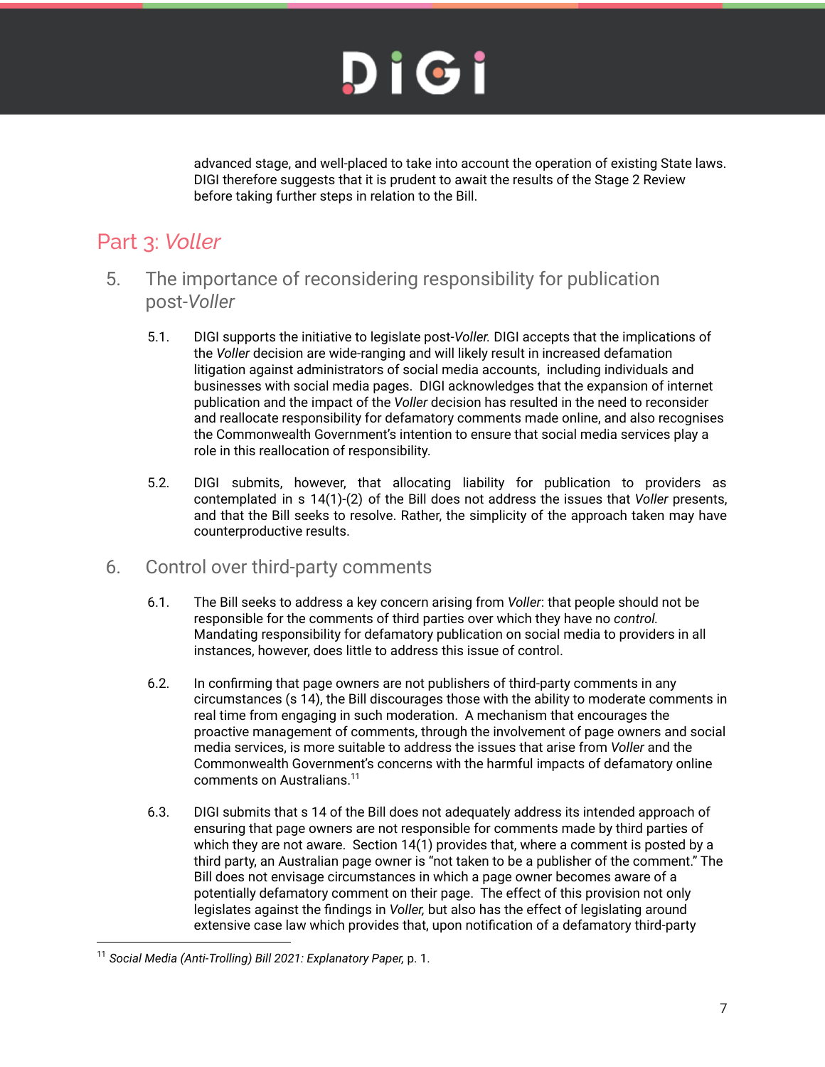advanced stage, and well-placed to take into account the operation of existing State laws. DIGI therefore suggests that it is prudent to await the results of the Stage 2 Review before taking further steps in relation to the Bill.

## Part 3: *Voller*

### 5. The importance of reconsidering responsibility for publication post-*Voller*

5.1. DIGI supports the initiative to legislate post-*Voller.* DIGI accepts that the implications of the *Voller* decision are wide-ranging and will likely result in increased defamation litigation against administrators of social media accounts, including individuals and businesses with social media pages. DIGI acknowledges that the expansion of internet publication and the impact of the *Voller* decision has resulted in the need to reconsider and reallocate responsibility for defamatory comments made online, and also recognises the Commonwealth Government's intention to ensure that social media services play a role in this reallocation of responsibility.

5.2. DIGI submits, however, that allocating liability for publication to providers as contemplated in s 14(1)-(2) of the Bill does not address the issues that *Voller* presents, and that the Bill seeks to resolve. Rather, the simplicity of the approach taken may have counterproductive results.

### 6. Control over third-party comments

6.1. The Bill seeks to address a key concern arising from *Voller*: that people should not be responsible for the comments of third parties over which they have no *control.* Mandating responsibility for defamatory publication on social media to providers in all instances, however, does little to address this issue of control.

6.2. In confirming that page owners are not publishers of third-party comments in any circumstances (s 14), the Bill discourages those with the ability to moderate comments in real time from engaging in such moderation. A mechanism that encourages the proactive management of comments, through the involvement of page owners and social media services, is more suitable to address the issues that arise from *Voller* and the Commonwealth Government's concerns with the harmful impacts of defamatory online comments on Australians.[11]

6.3. DIGI submits that s 14 of the Bill does not adequately address its intended approach of ensuring that page owners are not responsible for comments made by third parties of which they are not aware. Section 14(1) provides that, where a comment is posted by a third party, an Australian page owner is "not taken to be a publisher of the comment." The Bill does not envisage circumstances in which a page owner becomes aware of a potentially defamatory comment on their page. The effect of this provision not only legislates against the findings in *Voller,* but also has the effect of legislating around extensive case law which provides that, upon notification of a defamatory third-party

---

[11] *Social Media (Anti-Trolling) Bill 2021: Explanatory Paper,* p. 1.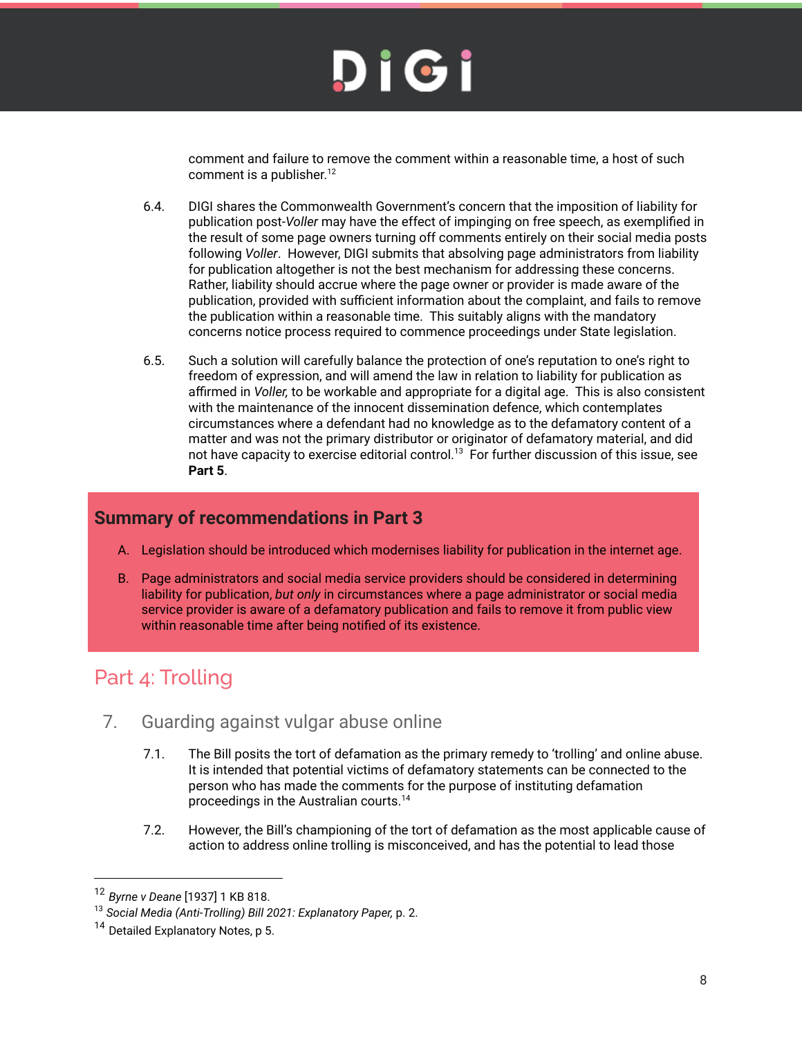comment and failure to remove the comment within a reasonable time, a host of such comment is a publisher.[12]

6.4. DIGI shares the Commonwealth Government's concern that the imposition of liability for publication post-*Voller* may have the effect of impinging on free speech, as exemplified in the result of some page owners turning off comments entirely on their social media posts following *Voller*. However, DIGI submits that absolving page administrators from liability for publication altogether is not the best mechanism for addressing these concerns. Rather, liability should accrue where the page owner or provider is made aware of the publication, provided with sufficient information about the complaint, and fails to remove the publication within a reasonable time. This suitably aligns with the mandatory concerns notice process required to commence proceedings under State legislation.

6.5. Such a solution will carefully balance the protection of one's reputation to one's right to freedom of expression, and will amend the law in relation to liability for publication as affirmed in *Voller,* to be workable and appropriate for a digital age. This is also consistent with the maintenance of the innocent dissemination defence, which contemplates circumstances where a defendant had no knowledge as to the defamatory content of a matter and was not the primary distributor or originator of defamatory material, and did not have capacity to exercise editorial control.[13] For further discussion of this issue, see **Part 5**.

### Summary of recommendations in Part 3

A. Legislation should be introduced which modernises liability for publication in the internet age.

B. Page administrators and social media service providers should be considered in determining liability for publication, *but only* in circumstances where a page administrator or social media service provider is aware of a defamatory publication and fails to remove it from public view within reasonable time after being notified of its existence.

# Part 4: Trolling

## 7. Guarding against vulgar abuse online

7.1. The Bill posits the tort of defamation as the primary remedy to 'trolling' and online abuse. It is intended that potential victims of defamatory statements can be connected to the person who has made the comments for the purpose of instituting defamation proceedings in the Australian courts.[14]

7.2. However, the Bill's championing of the tort of defamation as the most applicable cause of action to address online trolling is misconceived, and has the potential to lead those

---

[12] *Byrne v Deane* [1937] 1 KB 818.

[13] *Social Media (Anti-Trolling) Bill 2021: Explanatory Paper,* p. 2.

[14] Detailed Explanatory Notes, p 5.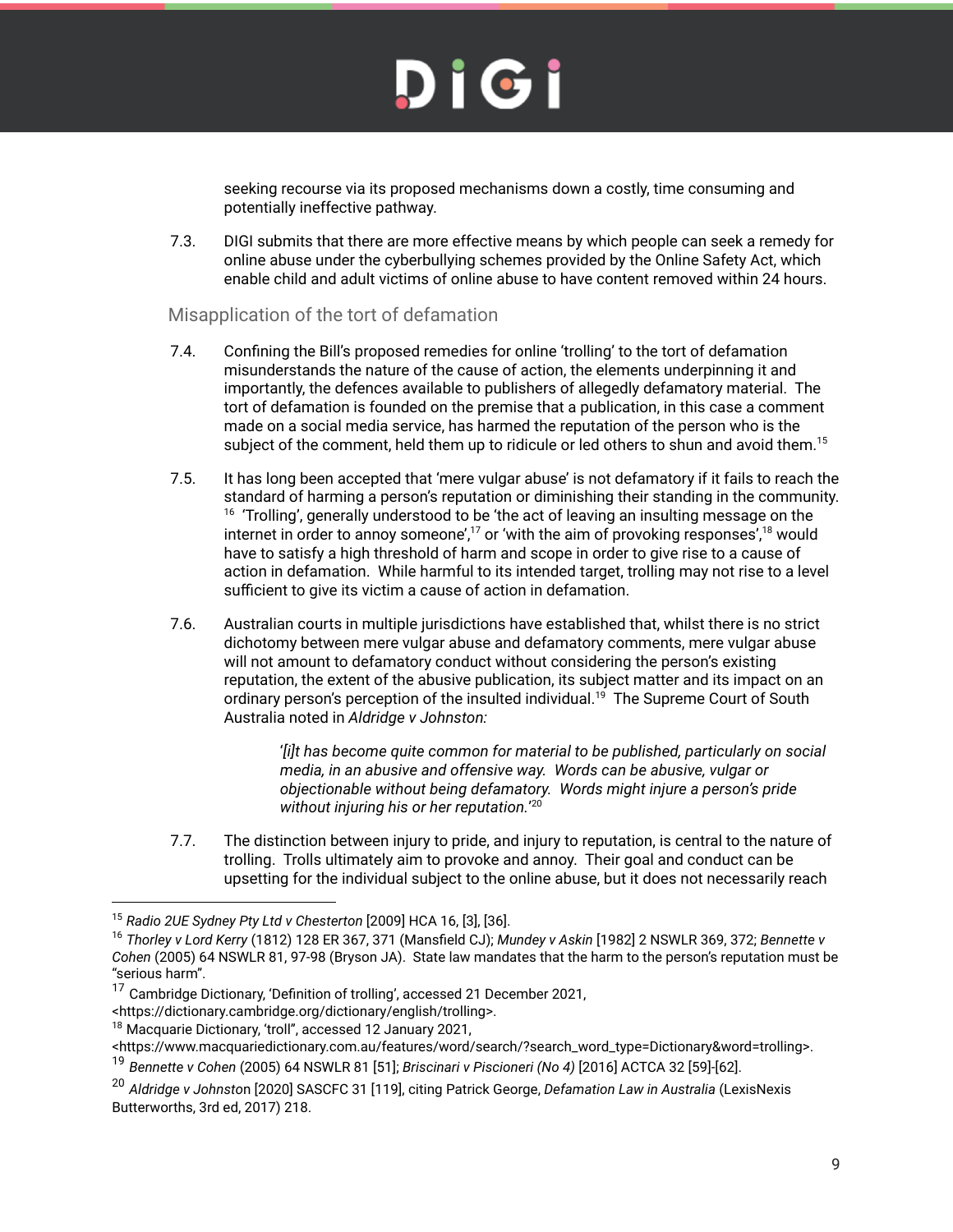seeking recourse via its proposed mechanisms down a costly, time consuming and potentially ineffective pathway.

7.3. DIGI submits that there are more effective means by which people can seek a remedy for online abuse under the cyberbullying schemes provided by the Online Safety Act, which enable child and adult victims of online abuse to have content removed within 24 hours.

## Misapplication of the tort of defamation

7.4. Confining the Bill's proposed remedies for online 'trolling' to the tort of defamation misunderstands the nature of the cause of action, the elements underpinning it and importantly, the defences available to publishers of allegedly defamatory material. The tort of defamation is founded on the premise that a publication, in this case a comment made on a social media service, has harmed the reputation of the person who is the subject of the comment, held them up to ridicule or led others to shun and avoid them.[15]

7.5. It has long been accepted that 'mere vulgar abuse' is not defamatory if it fails to reach the standard of harming a person's reputation or diminishing their standing in the community.[16] 'Trolling', generally understood to be 'the act of leaving an insulting message on the internet in order to annoy someone',[17] or 'with the aim of provoking responses',[18] would have to satisfy a high threshold of harm and scope in order to give rise to a cause of action in defamation. While harmful to its intended target, trolling may not rise to a level sufficient to give its victim a cause of action in defamation.

7.6. Australian courts in multiple jurisdictions have established that, whilst there is no strict dichotomy between mere vulgar abuse and defamatory comments, mere vulgar abuse will not amount to defamatory conduct without considering the person's existing reputation, the extent of the abusive publication, its subject matter and its impact on an ordinary person's perception of the insulted individual.[19] The Supreme Court of South Australia noted in *Aldridge v Johnston:*

> '*[i]t has become quite common for material to be published, particularly on social media, in an abusive and offensive way. Words can be abusive, vulgar or objectionable without being defamatory. Words might injure a person's pride without injuring his or her reputation.*'[20]

7.7. The distinction between injury to pride, and injury to reputation, is central to the nature of trolling. Trolls ultimately aim to provoke and annoy. Their goal and conduct can be upsetting for the individual subject to the online abuse, but it does not necessarily reach

---

[15] *Radio 2UE Sydney Pty Ltd v Chesterton* [2009] HCA 16, [3], [36].

[16] *Thorley v Lord Kerry* (1812) 128 ER 367, 371 (Mansfield CJ); *Mundey v Askin* [1982] 2 NSWLR 369, 372; *Bennette v Cohen* (2005) 64 NSWLR 81, 97-98 (Bryson JA). State law mandates that the harm to the person's reputation must be "serious harm".

[17] Cambridge Dictionary, 'Definition of trolling', accessed 21 December 2021, <https://dictionary.cambridge.org/dictionary/english/trolling>.

[18] Macquarie Dictionary, 'troll", accessed 12 January 2021, <https://www.macquariedictionary.com.au/features/word/search/?search_word_type=Dictionary&word=trolling>.

[19] *Bennette v Cohen* (2005) 64 NSWLR 81 [51]; *Briscinari v Piscioneri (No 4)* [2016] ACTCA 32 [59]-[62].

[20] *Aldridge v Johnston* [2020] SASCFC 31 [119], citing Patrick George, *Defamation Law in Australia* (LexisNexis Butterworths, 3rd ed, 2017) 218.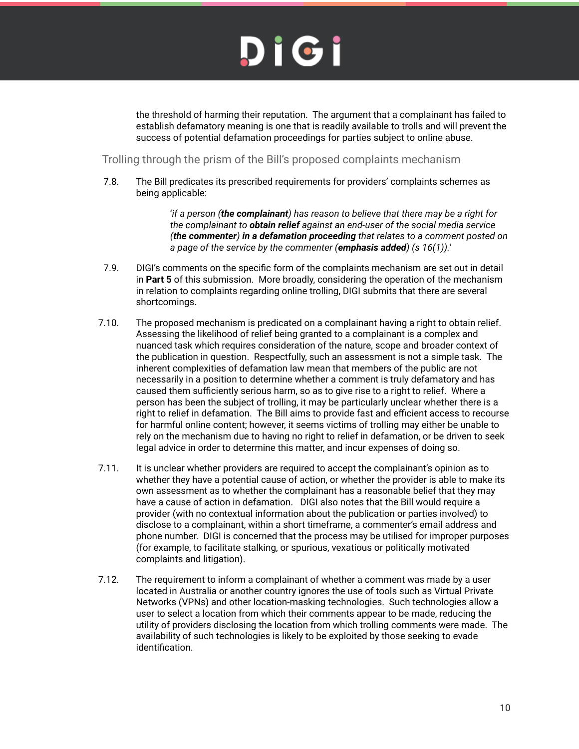the threshold of harming their reputation. The argument that a complainant has failed to establish defamatory meaning is one that is readily available to trolls and will prevent the success of potential defamation proceedings for parties subject to online abuse.

## Trolling through the prism of the Bill's proposed complaints mechanism

7.8. The Bill predicates its prescribed requirements for providers' complaints schemes as being applicable:

> '*if a person (**the complainant**) has reason to believe that there may be a right for the complainant to **obtain relief** against an end-user of the social media service (**the commenter**) **in a defamation proceeding** that relates to a comment posted on a page of the service by the commenter (**emphasis added**) (s 16(1)).*'

7.9. DIGI's comments on the specific form of the complaints mechanism are set out in detail in **Part 5** of this submission. More broadly, considering the operation of the mechanism in relation to complaints regarding online trolling, DIGI submits that there are several shortcomings.

7.10. The proposed mechanism is predicated on a complainant having a right to obtain relief. Assessing the likelihood of relief being granted to a complainant is a complex and nuanced task which requires consideration of the nature, scope and broader context of the publication in question. Respectfully, such an assessment is not a simple task. The inherent complexities of defamation law mean that members of the public are not necessarily in a position to determine whether a comment is truly defamatory and has caused them sufficiently serious harm, so as to give rise to a right to relief. Where a person has been the subject of trolling, it may be particularly unclear whether there is a right to relief in defamation. The Bill aims to provide fast and efficient access to recourse for harmful online content; however, it seems victims of trolling may either be unable to rely on the mechanism due to having no right to relief in defamation, or be driven to seek legal advice in order to determine this matter, and incur expenses of doing so.

7.11. It is unclear whether providers are required to accept the complainant's opinion as to whether they have a potential cause of action, or whether the provider is able to make its own assessment as to whether the complainant has a reasonable belief that they may have a cause of action in defamation. DIGI also notes that the Bill would require a provider (with no contextual information about the publication or parties involved) to disclose to a complainant, within a short timeframe, a commenter's email address and phone number. DIGI is concerned that the process may be utilised for improper purposes (for example, to facilitate stalking, or spurious, vexatious or politically motivated complaints and litigation).

7.12. The requirement to inform a complainant of whether a comment was made by a user located in Australia or another country ignores the use of tools such as Virtual Private Networks (VPNs) and other location-masking technologies. Such technologies allow a user to select a location from which their comments appear to be made, reducing the utility of providers disclosing the location from which trolling comments were made. The availability of such technologies is likely to be exploited by those seeking to evade identification.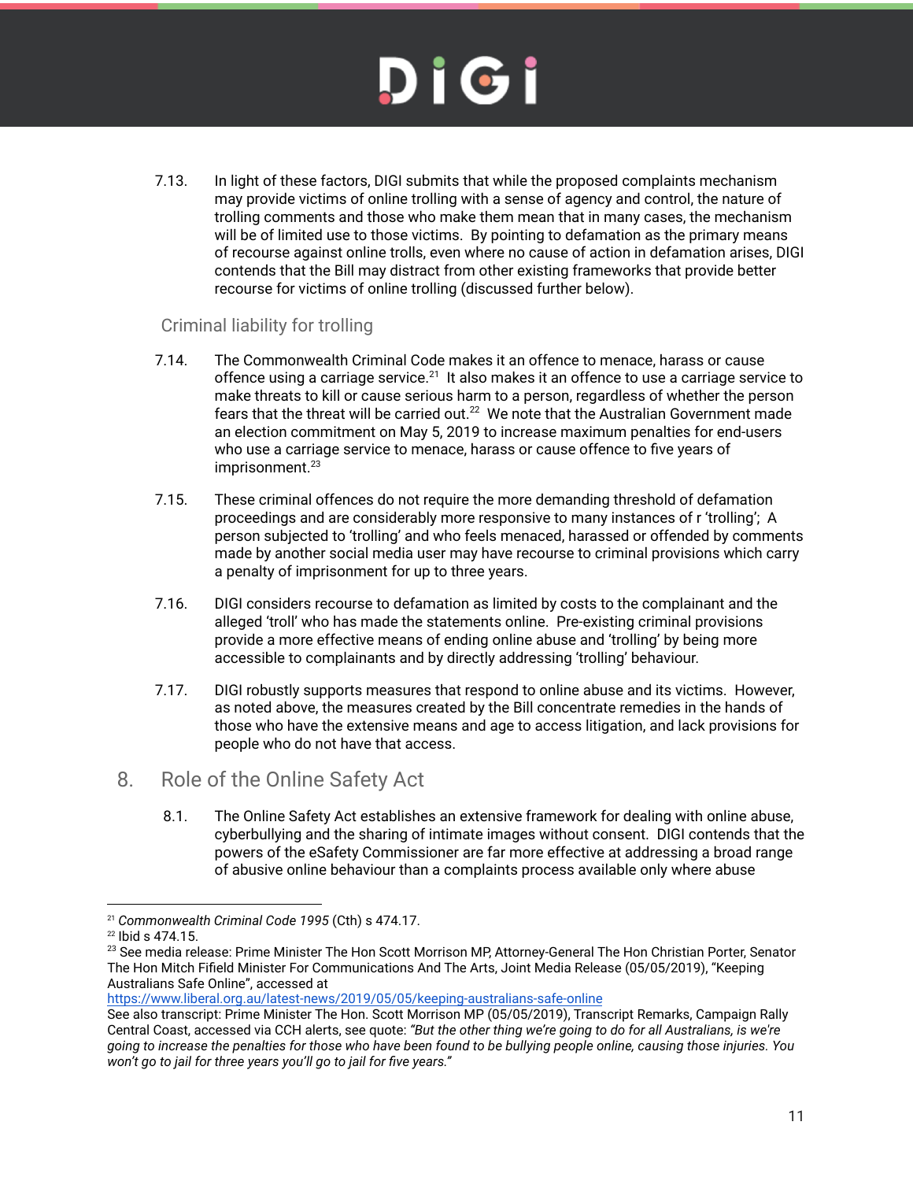7.13. In light of these factors, DIGI submits that while the proposed complaints mechanism may provide victims of online trolling with a sense of agency and control, the nature of trolling comments and those who make them mean that in many cases, the mechanism will be of limited use to those victims. By pointing to defamation as the primary means of recourse against online trolls, even where no cause of action in defamation arises, DIGI contends that the Bill may distract from other existing frameworks that provide better recourse for victims of online trolling (discussed further below).

### Criminal liability for trolling

7.14. The Commonwealth Criminal Code makes it an offence to menace, harass or cause offence using a carriage service.[21] It also makes it an offence to use a carriage service to make threats to kill or cause serious harm to a person, regardless of whether the person fears that the threat will be carried out.[22] We note that the Australian Government made an election commitment on May 5, 2019 to increase maximum penalties for end-users who use a carriage service to menace, harass or cause offence to five years of imprisonment.[23]

7.15. These criminal offences do not require the more demanding threshold of defamation proceedings and are considerably more responsive to many instances of r 'trolling'; A person subjected to 'trolling' and who feels menaced, harassed or offended by comments made by another social media user may have recourse to criminal provisions which carry a penalty of imprisonment for up to three years.

7.16. DIGI considers recourse to defamation as limited by costs to the complainant and the alleged 'troll' who has made the statements online. Pre-existing criminal provisions provide a more effective means of ending online abuse and 'trolling' by being more accessible to complainants and by directly addressing 'trolling' behaviour.

7.17. DIGI robustly supports measures that respond to online abuse and its victims. However, as noted above, the measures created by the Bill concentrate remedies in the hands of those who have the extensive means and age to access litigation, and lack provisions for people who do not have that access.

## 8. Role of the Online Safety Act

8.1. The Online Safety Act establishes an extensive framework for dealing with online abuse, cyberbullying and the sharing of intimate images without consent. DIGI contends that the powers of the eSafety Commissioner are far more effective at addressing a broad range of abusive online behaviour than a complaints process available only where abuse

---

[21] *Commonwealth Criminal Code 1995* (Cth) s 474.17.

[22] Ibid s 474.15.

[23] See media release: Prime Minister The Hon Scott Morrison MP, Attorney-General The Hon Christian Porter, Senator The Hon Mitch Fifield Minister For Communications And The Arts, Joint Media Release (05/05/2019), "Keeping Australians Safe Online", accessed at https://www.liberal.org.au/latest-news/2019/05/05/keeping-australians-safe-online
See also transcript: Prime Minister The Hon. Scott Morrison MP (05/05/2019), Transcript Remarks, Campaign Rally Central Coast, accessed via CCH alerts, see quote: *"But the other thing we're going to do for all Australians, is we're going to increase the penalties for those who have been found to be bullying people online, causing those injuries. You won't go to jail for three years you'll go to jail for five years."*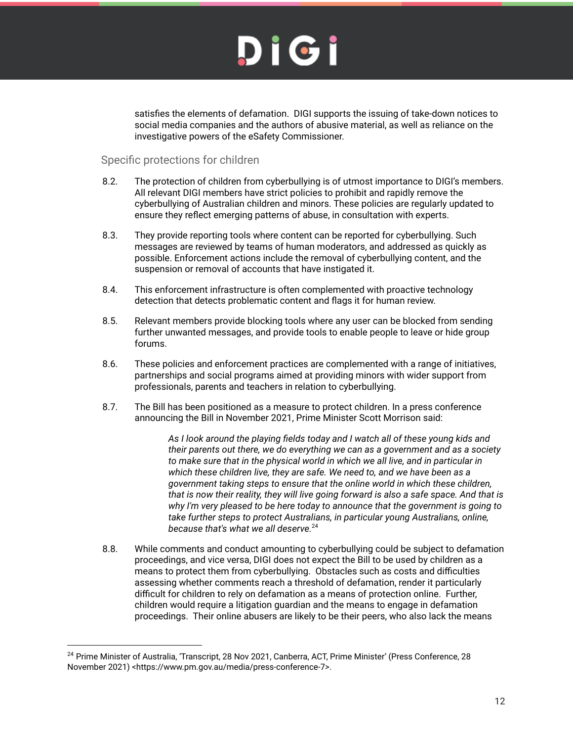satisfies the elements of defamation. DIGI supports the issuing of take-down notices to social media companies and the authors of abusive material, as well as reliance on the investigative powers of the eSafety Commissioner.

## Specific protections for children

8.2. The protection of children from cyberbullying is of utmost importance to DIGI's members. All relevant DIGI members have strict policies to prohibit and rapidly remove the cyberbullying of Australian children and minors. These policies are regularly updated to ensure they reflect emerging patterns of abuse, in consultation with experts.

8.3. They provide reporting tools where content can be reported for cyberbullying. Such messages are reviewed by teams of human moderators, and addressed as quickly as possible. Enforcement actions include the removal of cyberbullying content, and the suspension or removal of accounts that have instigated it.

8.4. This enforcement infrastructure is often complemented with proactive technology detection that detects problematic content and flags it for human review.

8.5. Relevant members provide blocking tools where any user can be blocked from sending further unwanted messages, and provide tools to enable people to leave or hide group forums.

8.6. These policies and enforcement practices are complemented with a range of initiatives, partnerships and social programs aimed at providing minors with wider support from professionals, parents and teachers in relation to cyberbullying.

8.7. The Bill has been positioned as a measure to protect children. In a press conference announcing the Bill in November 2021, Prime Minister Scott Morrison said:

> *As I look around the playing fields today and I watch all of these young kids and their parents out there, we do everything we can as a government and as a society to make sure that in the physical world in which we all live, and in particular in which these children live, they are safe. We need to, and we have been as a government taking steps to ensure that the online world in which these children, that is now their reality, they will live going forward is also a safe space. And that is why I'm very pleased to be here today to announce that the government is going to take further steps to protect Australians, in particular young Australians, online, because that's what we all deserve.*[24]

8.8. While comments and conduct amounting to cyberbullying could be subject to defamation proceedings, and vice versa, DIGI does not expect the Bill to be used by children as a means to protect them from cyberbullying. Obstacles such as costs and difficulties assessing whether comments reach a threshold of defamation, render it particularly difficult for children to rely on defamation as a means of protection online. Further, children would require a litigation guardian and the means to engage in defamation proceedings. Their online abusers are likely to be their peers, who also lack the means

---

[24] Prime Minister of Australia, 'Transcript, 28 Nov 2021, Canberra, ACT, Prime Minister' (Press Conference, 28 November 2021) <https://www.pm.gov.au/media/press-conference-7>.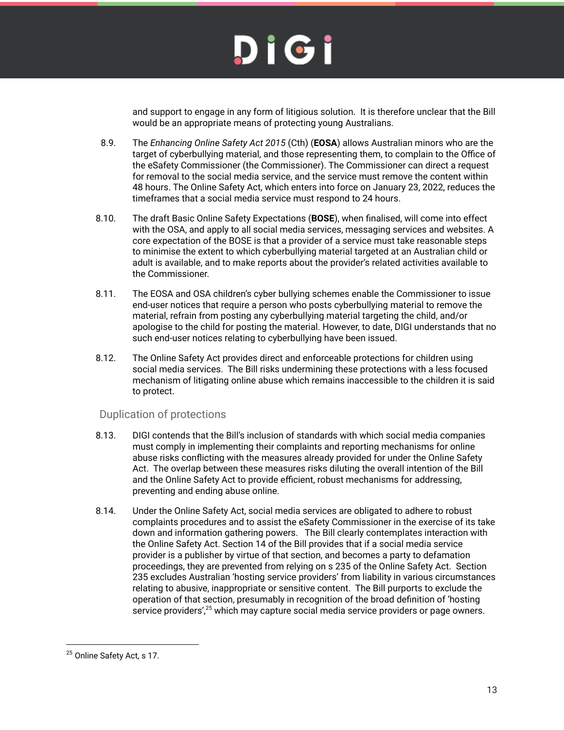and support to engage in any form of litigious solution. It is therefore unclear that the Bill would be an appropriate means of protecting young Australians.

8.9. The *Enhancing Online Safety Act 2015* (Cth) (**EOSA**) allows Australian minors who are the target of cyberbullying material, and those representing them, to complain to the Office of the eSafety Commissioner (the Commissioner). The Commissioner can direct a request for removal to the social media service, and the service must remove the content within 48 hours. The Online Safety Act, which enters into force on January 23, 2022, reduces the timeframes that a social media service must respond to 24 hours.

8.10. The draft Basic Online Safety Expectations (**BOSE**), when finalised, will come into effect with the OSA, and apply to all social media services, messaging services and websites. A core expectation of the BOSE is that a provider of a service must take reasonable steps to minimise the extent to which cyberbullying material targeted at an Australian child or adult is available, and to make reports about the provider's related activities available to the Commissioner.

8.11. The EOSA and OSA children's cyber bullying schemes enable the Commissioner to issue end-user notices that require a person who posts cyberbullying material to remove the material, refrain from posting any cyberbullying material targeting the child, and/or apologise to the child for posting the material. However, to date, DIGI understands that no such end-user notices relating to cyberbullying have been issued.

8.12. The Online Safety Act provides direct and enforceable protections for children using social media services. The Bill risks undermining these protections with a less focused mechanism of litigating online abuse which remains inaccessible to the children it is said to protect.

## Duplication of protections

8.13. DIGI contends that the Bill's inclusion of standards with which social media companies must comply in implementing their complaints and reporting mechanisms for online abuse risks conflicting with the measures already provided for under the Online Safety Act. The overlap between these measures risks diluting the overall intention of the Bill and the Online Safety Act to provide efficient, robust mechanisms for addressing, preventing and ending abuse online.

8.14. Under the Online Safety Act, social media services are obligated to adhere to robust complaints procedures and to assist the eSafety Commissioner in the exercise of its take down and information gathering powers. The Bill clearly contemplates interaction with the Online Safety Act. Section 14 of the Bill provides that if a social media service provider is a publisher by virtue of that section, and becomes a party to defamation proceedings, they are prevented from relying on s 235 of the Online Safety Act. Section 235 excludes Australian 'hosting service providers' from liability in various circumstances relating to abusive, inappropriate or sensitive content. The Bill purports to exclude the operation of that section, presumably in recognition of the broad definition of 'hosting service providers',[25] which may capture social media service providers or page owners.

[25] Online Safety Act, s 17.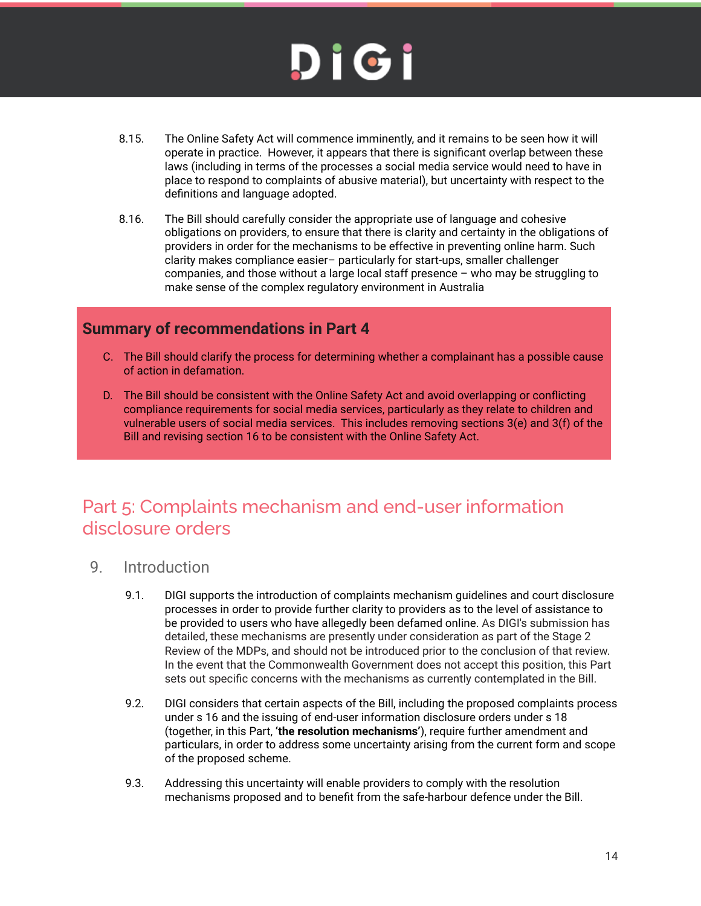8.15. The Online Safety Act will commence imminently, and it remains to be seen how it will operate in practice. However, it appears that there is significant overlap between these laws (including in terms of the processes a social media service would need to have in place to respond to complaints of abusive material), but uncertainty with respect to the definitions and language adopted.

8.16. The Bill should carefully consider the appropriate use of language and cohesive obligations on providers, to ensure that there is clarity and certainty in the obligations of providers in order for the mechanisms to be effective in preventing online harm. Such clarity makes compliance easier– particularly for start-ups, smaller challenger companies, and those without a large local staff presence – who may be struggling to make sense of the complex regulatory environment in Australia

### Summary of recommendations in Part 4

C. The Bill should clarify the process for determining whether a complainant has a possible cause of action in defamation.

D. The Bill should be consistent with the Online Safety Act and avoid overlapping or conflicting compliance requirements for social media services, particularly as they relate to children and vulnerable users of social media services. This includes removing sections 3(e) and 3(f) of the Bill and revising section 16 to be consistent with the Online Safety Act.

# Part 5: Complaints mechanism and end-user information disclosure orders

## 9. Introduction

9.1. DIGI supports the introduction of complaints mechanism guidelines and court disclosure processes in order to provide further clarity to providers as to the level of assistance to be provided to users who have allegedly been defamed online. As DIGI's submission has detailed, these mechanisms are presently under consideration as part of the Stage 2 Review of the MDPs, and should not be introduced prior to the conclusion of that review. In the event that the Commonwealth Government does not accept this position, this Part sets out specific concerns with the mechanisms as currently contemplated in the Bill.

9.2. DIGI considers that certain aspects of the Bill, including the proposed complaints process under s 16 and the issuing of end-user information disclosure orders under s 18 (together, in this Part, **'the resolution mechanisms'**), require further amendment and particulars, in order to address some uncertainty arising from the current form and scope of the proposed scheme.

9.3. Addressing this uncertainty will enable providers to comply with the resolution mechanisms proposed and to benefit from the safe-harbour defence under the Bill.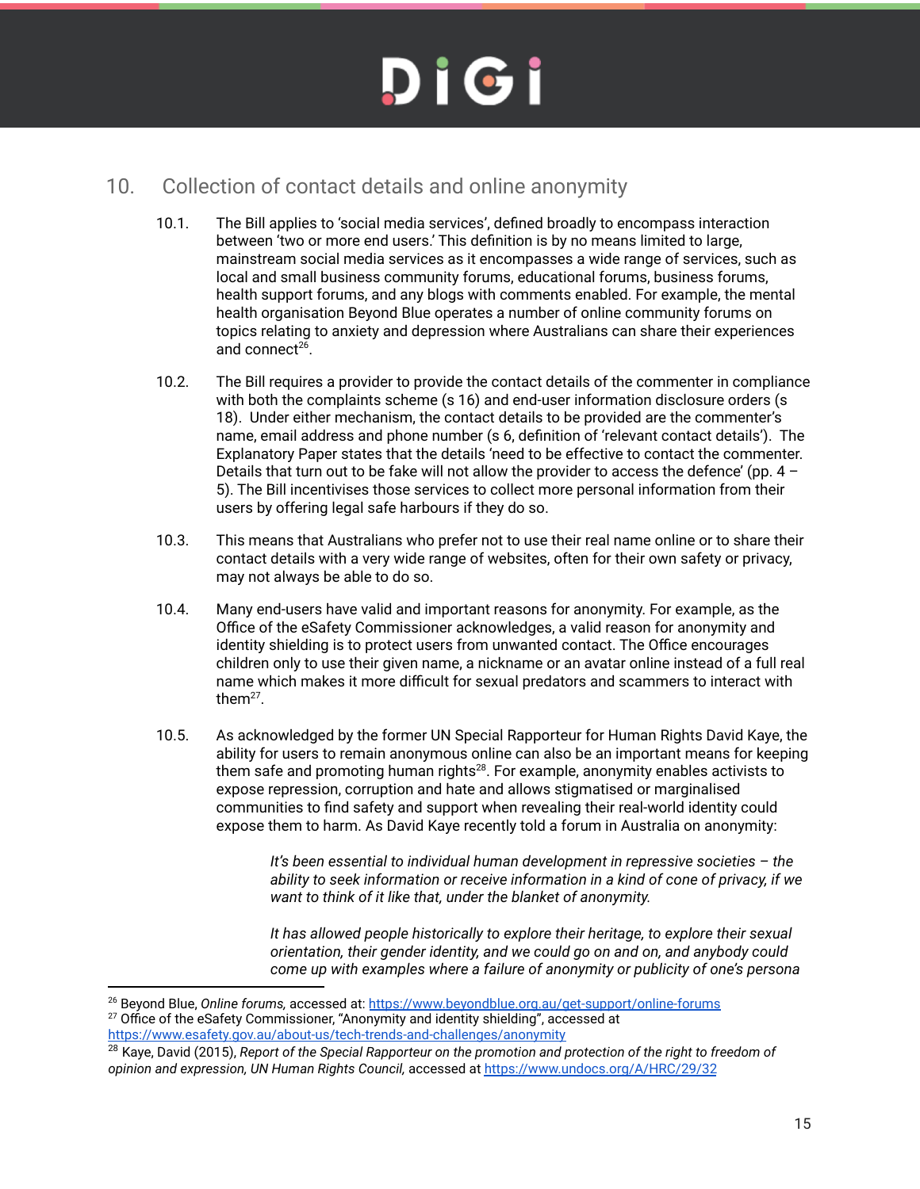## 10. Collection of contact details and online anonymity

10.1. The Bill applies to 'social media services', defined broadly to encompass interaction between 'two or more end users.' This definition is by no means limited to large, mainstream social media services as it encompasses a wide range of services, such as local and small business community forums, educational forums, business forums, health support forums, and any blogs with comments enabled. For example, the mental health organisation Beyond Blue operates a number of online community forums on topics relating to anxiety and depression where Australians can share their experiences and connect[26].

10.2. The Bill requires a provider to provide the contact details of the commenter in compliance with both the complaints scheme (s 16) and end-user information disclosure orders (s 18). Under either mechanism, the contact details to be provided are the commenter's name, email address and phone number (s 6, definition of 'relevant contact details'). The Explanatory Paper states that the details 'need to be effective to contact the commenter. Details that turn out to be fake will not allow the provider to access the defence' (pp. 4 – 5). The Bill incentivises those services to collect more personal information from their users by offering legal safe harbours if they do so.

10.3. This means that Australians who prefer not to use their real name online or to share their contact details with a very wide range of websites, often for their own safety or privacy, may not always be able to do so.

10.4. Many end-users have valid and important reasons for anonymity. For example, as the Office of the eSafety Commissioner acknowledges, a valid reason for anonymity and identity shielding is to protect users from unwanted contact. The Office encourages children only to use their given name, a nickname or an avatar online instead of a full real name which makes it more difficult for sexual predators and scammers to interact with them[27].

10.5. As acknowledged by the former UN Special Rapporteur for Human Rights David Kaye, the ability for users to remain anonymous online can also be an important means for keeping them safe and promoting human rights[28]. For example, anonymity enables activists to expose repression, corruption and hate and allows stigmatised or marginalised communities to find safety and support when revealing their real-world identity could expose them to harm. As David Kaye recently told a forum in Australia on anonymity:

> *It's been essential to individual human development in repressive societies – the ability to seek information or receive information in a kind of cone of privacy, if we want to think of it like that, under the blanket of anonymity.*
>
> *It has allowed people historically to explore their heritage, to explore their sexual orientation, their gender identity, and we could go on and on, and anybody could come up with examples where a failure of anonymity or publicity of one's persona*

---

[26] Beyond Blue, *Online forums,* accessed at: https://www.beyondblue.org.au/get-support/online-forums

[27] Office of the eSafety Commissioner, "Anonymity and identity shielding", accessed at https://www.esafety.gov.au/about-us/tech-trends-and-challenges/anonymity

[28] Kaye, David (2015), *Report of the Special Rapporteur on the promotion and protection of the right to freedom of opinion and expression, UN Human Rights Council,* accessed at https://www.undocs.org/A/HRC/29/32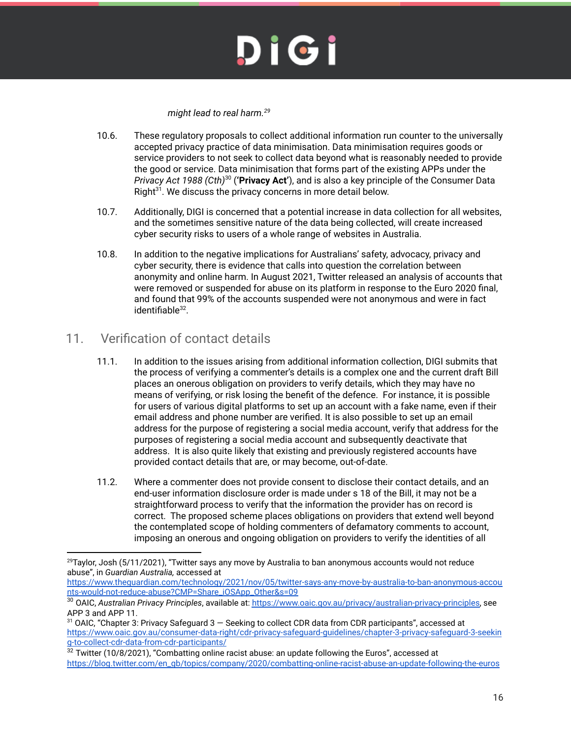*might lead to real harm.*[29]

10.6. These regulatory proposals to collect additional information run counter to the universally accepted privacy practice of data minimisation. Data minimisation requires goods or service providers to not seek to collect data beyond what is reasonably needed to provide the good or service. Data minimisation that forms part of the existing APPs under the *Privacy Act 1988 (Cth)*[30] ('**Privacy Act**'), and is also a key principle of the Consumer Data Right[31]. We discuss the privacy concerns in more detail below.

10.7. Additionally, DIGI is concerned that a potential increase in data collection for all websites, and the sometimes sensitive nature of the data being collected, will create increased cyber security risks to users of a whole range of websites in Australia.

10.8. In addition to the negative implications for Australians' safety, advocacy, privacy and cyber security, there is evidence that calls into question the correlation between anonymity and online harm. In August 2021, Twitter released an analysis of accounts that were removed or suspended for abuse on its platform in response to the Euro 2020 final, and found that 99% of the accounts suspended were not anonymous and were in fact identifiable[32].

## 11. Verification of contact details

11.1. In addition to the issues arising from additional information collection, DIGI submits that the process of verifying a commenter's details is a complex one and the current draft Bill places an onerous obligation on providers to verify details, which they may have no means of verifying, or risk losing the benefit of the defence. For instance, it is possible for users of various digital platforms to set up an account with a fake name, even if their email address and phone number are verified. It is also possible to set up an email address for the purpose of registering a social media account, verify that address for the purposes of registering a social media account and subsequently deactivate that address. It is also quite likely that existing and previously registered accounts have provided contact details that are, or may become, out-of-date.

11.2. Where a commenter does not provide consent to disclose their contact details, and an end-user information disclosure order is made under s 18 of the Bill, it may not be a straightforward process to verify that the information the provider has on record is correct. The proposed scheme places obligations on providers that extend well beyond the contemplated scope of holding commenters of defamatory comments to account, imposing an onerous and ongoing obligation on providers to verify the identities of all

---

[29] Taylor, Josh (5/11/2021), "Twitter says any move by Australia to ban anonymous accounts would not reduce abuse", in *Guardian Australia,* accessed at https://www.theguardian.com/technology/2021/nov/05/twitter-says-any-move-by-australia-to-ban-anonymous-accounts-would-not-reduce-abuse?CMP=Share_iOSApp_Other&s=09

[30] OAIC, *Australian Privacy Principles*, available at: https://www.oaic.gov.au/privacy/australian-privacy-principles, see APP 3 and APP 11.

[31] OAIC, "Chapter 3: Privacy Safeguard 3 — Seeking to collect CDR data from CDR participants", accessed at https://www.oaic.gov.au/consumer-data-right/cdr-privacy-safeguard-guidelines/chapter-3-privacy-safeguard-3-seeking-to-collect-cdr-data-from-cdr-participants/

[32] Twitter (10/8/2021), "Combatting online racist abuse: an update following the Euros", accessed at https://blog.twitter.com/en_gb/topics/company/2020/combatting-online-racist-abuse-an-update-following-the-euros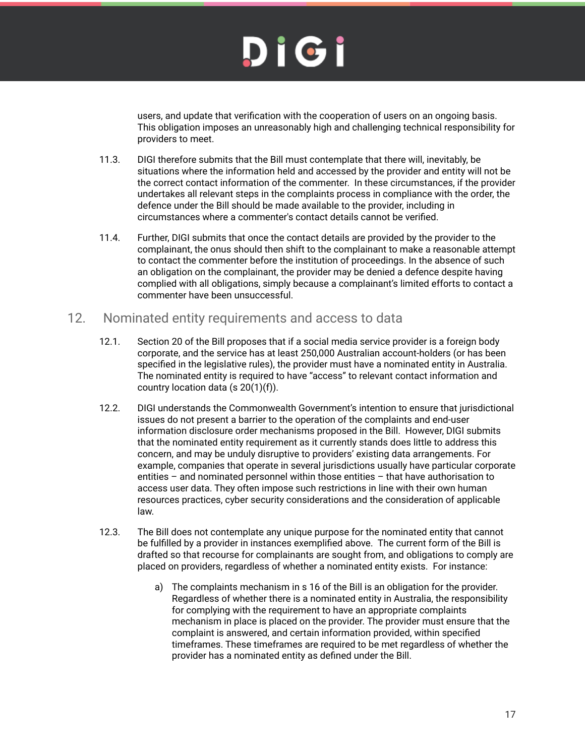users, and update that verification with the cooperation of users on an ongoing basis. This obligation imposes an unreasonably high and challenging technical responsibility for providers to meet.

11.3. DIGI therefore submits that the Bill must contemplate that there will, inevitably, be situations where the information held and accessed by the provider and entity will not be the correct contact information of the commenter. In these circumstances, if the provider undertakes all relevant steps in the complaints process in compliance with the order, the defence under the Bill should be made available to the provider, including in circumstances where a commenter's contact details cannot be verified.

11.4. Further, DIGI submits that once the contact details are provided by the provider to the complainant, the onus should then shift to the complainant to make a reasonable attempt to contact the commenter before the institution of proceedings. In the absence of such an obligation on the complainant, the provider may be denied a defence despite having complied with all obligations, simply because a complainant's limited efforts to contact a commenter have been unsuccessful.

## 12. Nominated entity requirements and access to data

12.1. Section 20 of the Bill proposes that if a social media service provider is a foreign body corporate, and the service has at least 250,000 Australian account-holders (or has been specified in the legislative rules), the provider must have a nominated entity in Australia. The nominated entity is required to have "access" to relevant contact information and country location data (s 20(1)(f)).

12.2. DIGI understands the Commonwealth Government's intention to ensure that jurisdictional issues do not present a barrier to the operation of the complaints and end-user information disclosure order mechanisms proposed in the Bill. However, DIGI submits that the nominated entity requirement as it currently stands does little to address this concern, and may be unduly disruptive to providers' existing data arrangements. For example, companies that operate in several jurisdictions usually have particular corporate entities – and nominated personnel within those entities – that have authorisation to access user data. They often impose such restrictions in line with their own human resources practices, cyber security considerations and the consideration of applicable law.

12.3. The Bill does not contemplate any unique purpose for the nominated entity that cannot be fulfilled by a provider in instances exemplified above. The current form of the Bill is drafted so that recourse for complainants are sought from, and obligations to comply are placed on providers, regardless of whether a nominated entity exists. For instance:

a) The complaints mechanism in s 16 of the Bill is an obligation for the provider. Regardless of whether there is a nominated entity in Australia, the responsibility for complying with the requirement to have an appropriate complaints mechanism in place is placed on the provider. The provider must ensure that the complaint is answered, and certain information provided, within specified timeframes. These timeframes are required to be met regardless of whether the provider has a nominated entity as defined under the Bill.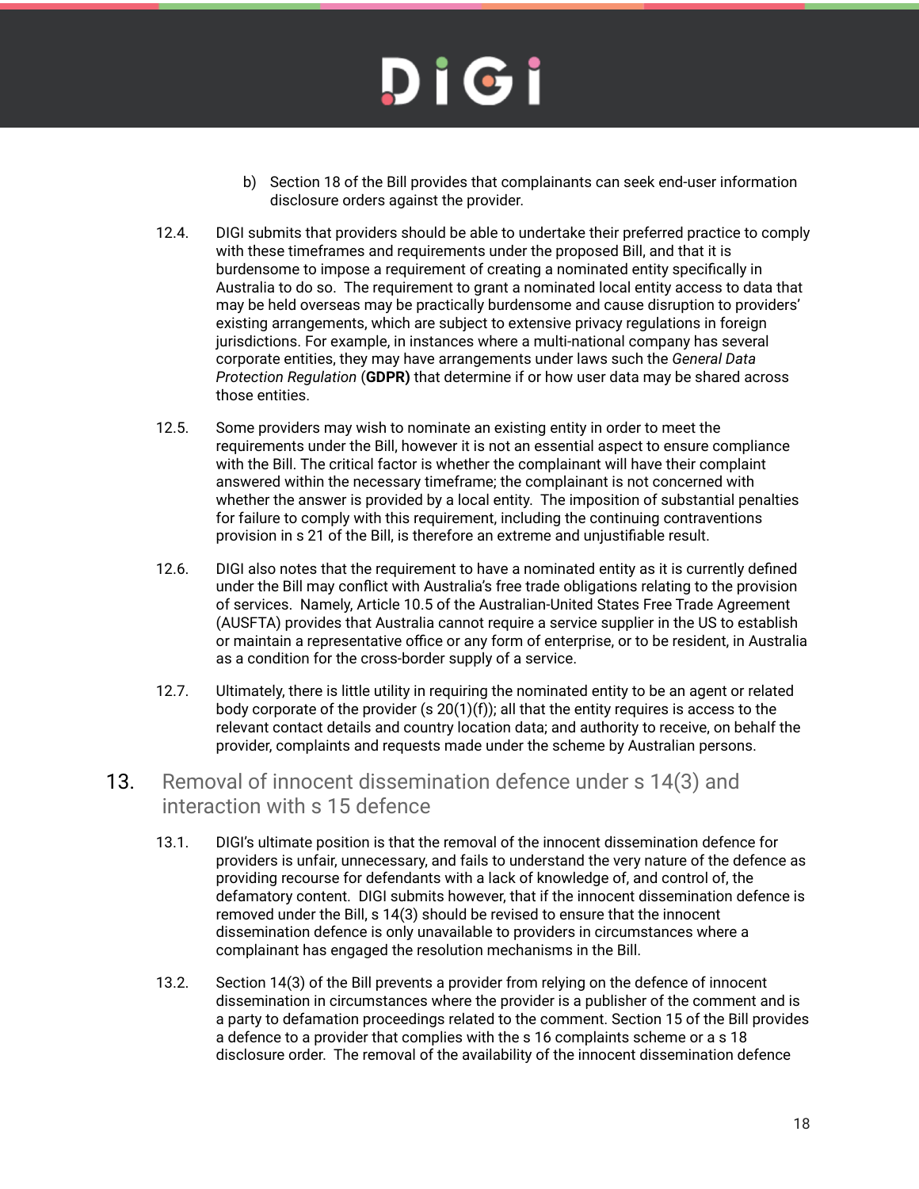b) Section 18 of the Bill provides that complainants can seek end-user information disclosure orders against the provider.

12.4. DIGI submits that providers should be able to undertake their preferred practice to comply with these timeframes and requirements under the proposed Bill, and that it is burdensome to impose a requirement of creating a nominated entity specifically in Australia to do so. The requirement to grant a nominated local entity access to data that may be held overseas may be practically burdensome and cause disruption to providers' existing arrangements, which are subject to extensive privacy regulations in foreign jurisdictions. For example, in instances where a multi-national company has several corporate entities, they may have arrangements under laws such the *General Data Protection Regulation* (**GDPR**) that determine if or how user data may be shared across those entities.

12.5. Some providers may wish to nominate an existing entity in order to meet the requirements under the Bill, however it is not an essential aspect to ensure compliance with the Bill. The critical factor is whether the complainant will have their complaint answered within the necessary timeframe; the complainant is not concerned with whether the answer is provided by a local entity. The imposition of substantial penalties for failure to comply with this requirement, including the continuing contraventions provision in s 21 of the Bill, is therefore an extreme and unjustifiable result.

12.6. DIGI also notes that the requirement to have a nominated entity as it is currently defined under the Bill may conflict with Australia's free trade obligations relating to the provision of services. Namely, Article 10.5 of the Australian-United States Free Trade Agreement (AUSFTA) provides that Australia cannot require a service supplier in the US to establish or maintain a representative office or any form of enterprise, or to be resident, in Australia as a condition for the cross-border supply of a service.

12.7. Ultimately, there is little utility in requiring the nominated entity to be an agent or related body corporate of the provider (s 20(1)(f)); all that the entity requires is access to the relevant contact details and country location data; and authority to receive, on behalf the provider, complaints and requests made under the scheme by Australian persons.

## 13. Removal of innocent dissemination defence under s 14(3) and interaction with s 15 defence

13.1. DIGI's ultimate position is that the removal of the innocent dissemination defence for providers is unfair, unnecessary, and fails to understand the very nature of the defence as providing recourse for defendants with a lack of knowledge of, and control of, the defamatory content. DIGI submits however, that if the innocent dissemination defence is removed under the Bill, s 14(3) should be revised to ensure that the innocent dissemination defence is only unavailable to providers in circumstances where a complainant has engaged the resolution mechanisms in the Bill.

13.2. Section 14(3) of the Bill prevents a provider from relying on the defence of innocent dissemination in circumstances where the provider is a publisher of the comment and is a party to defamation proceedings related to the comment. Section 15 of the Bill provides a defence to a provider that complies with the s 16 complaints scheme or a s 18 disclosure order. The removal of the availability of the innocent dissemination defence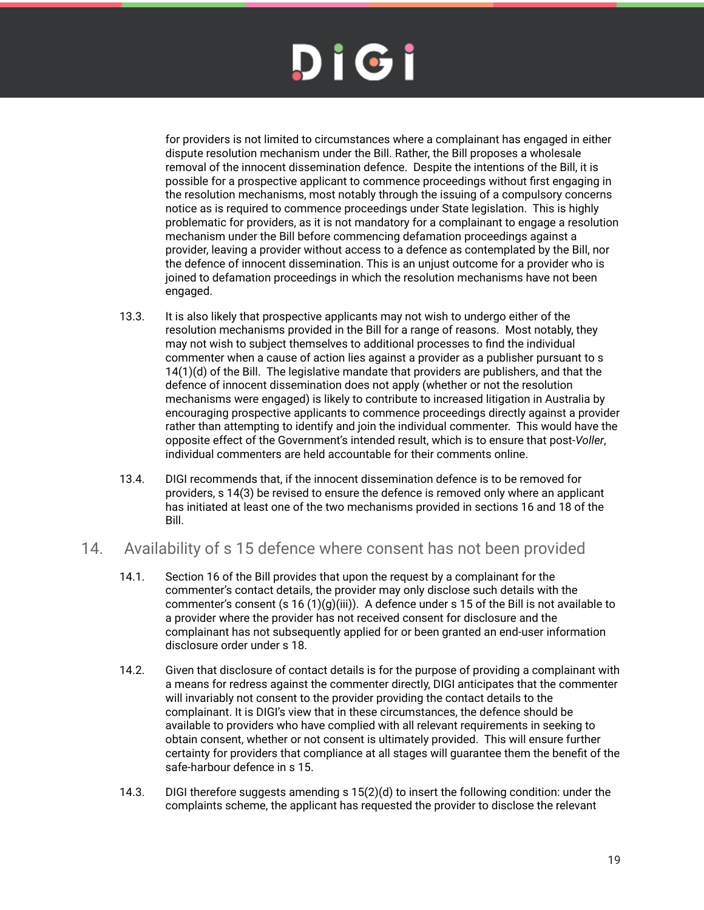for providers is not limited to circumstances where a complainant has engaged in either dispute resolution mechanism under the Bill. Rather, the Bill proposes a wholesale removal of the innocent dissemination defence. Despite the intentions of the Bill, it is possible for a prospective applicant to commence proceedings without first engaging in the resolution mechanisms, most notably through the issuing of a compulsory concerns notice as is required to commence proceedings under State legislation. This is highly problematic for providers, as it is not mandatory for a complainant to engage a resolution mechanism under the Bill before commencing defamation proceedings against a provider, leaving a provider without access to a defence as contemplated by the Bill, nor the defence of innocent dissemination. This is an unjust outcome for a provider who is joined to defamation proceedings in which the resolution mechanisms have not been engaged.

13.3. It is also likely that prospective applicants may not wish to undergo either of the resolution mechanisms provided in the Bill for a range of reasons. Most notably, they may not wish to subject themselves to additional processes to find the individual commenter when a cause of action lies against a provider as a publisher pursuant to s 14(1)(d) of the Bill. The legislative mandate that providers are publishers, and that the defence of innocent dissemination does not apply (whether or not the resolution mechanisms were engaged) is likely to contribute to increased litigation in Australia by encouraging prospective applicants to commence proceedings directly against a provider rather than attempting to identify and join the individual commenter. This would have the opposite effect of the Government's intended result, which is to ensure that post-*Voller*, individual commenters are held accountable for their comments online.

13.4. DIGI recommends that, if the innocent dissemination defence is to be removed for providers, s 14(3) be revised to ensure the defence is removed only where an applicant has initiated at least one of the two mechanisms provided in sections 16 and 18 of the Bill.

## 14. Availability of s 15 defence where consent has not been provided

14.1. Section 16 of the Bill provides that upon the request by a complainant for the commenter's contact details, the provider may only disclose such details with the commenter's consent (s 16 (1)(g)(iii)). A defence under s 15 of the Bill is not available to a provider where the provider has not received consent for disclosure and the complainant has not subsequently applied for or been granted an end-user information disclosure order under s 18.

14.2. Given that disclosure of contact details is for the purpose of providing a complainant with a means for redress against the commenter directly, DIGI anticipates that the commenter will invariably not consent to the provider providing the contact details to the complainant. It is DIGI's view that in these circumstances, the defence should be available to providers who have complied with all relevant requirements in seeking to obtain consent, whether or not consent is ultimately provided. This will ensure further certainty for providers that compliance at all stages will guarantee them the benefit of the safe-harbour defence in s 15.

14.3. DIGI therefore suggests amending s 15(2)(d) to insert the following condition: under the complaints scheme, the applicant has requested the provider to disclose the relevant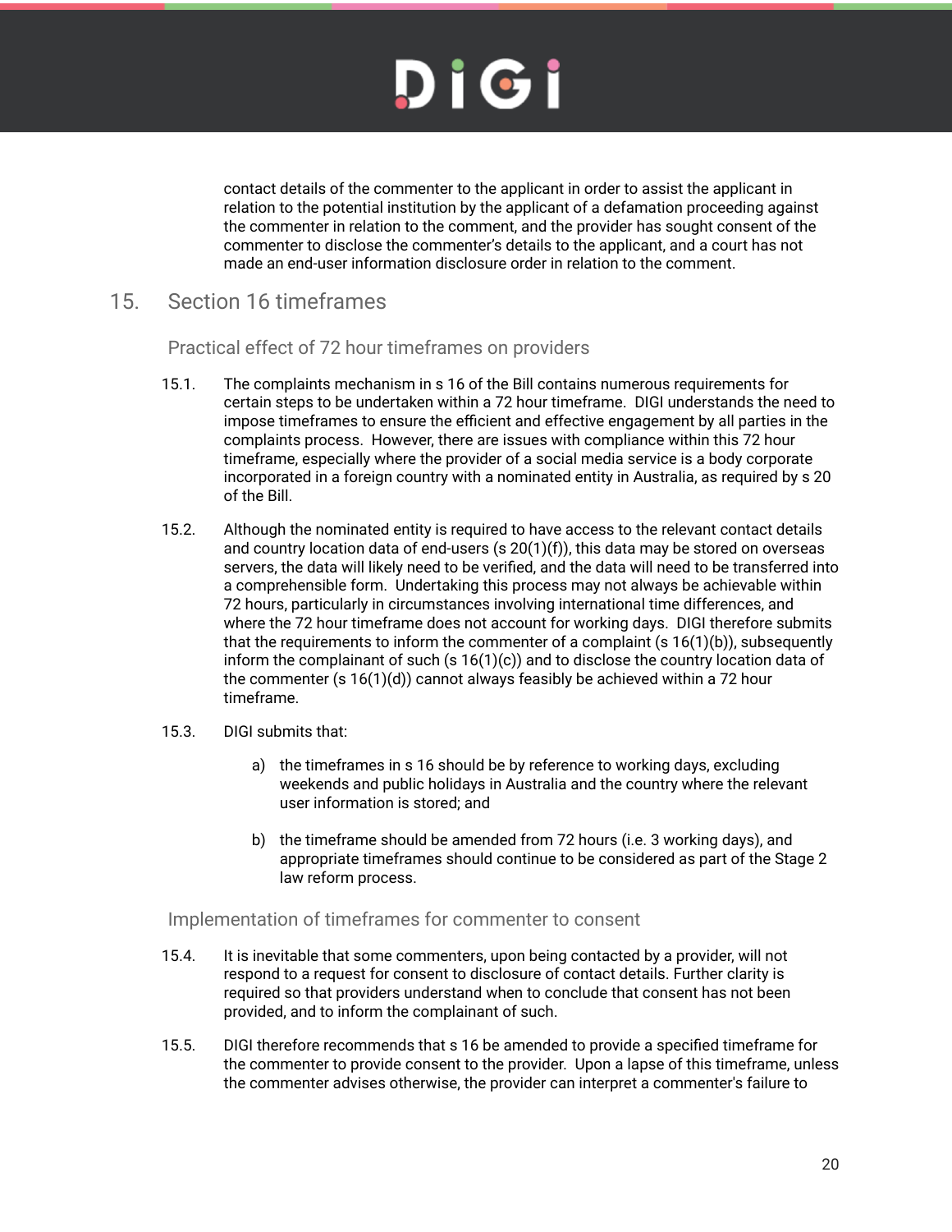contact details of the commenter to the applicant in order to assist the applicant in relation to the potential institution by the applicant of a defamation proceeding against the commenter in relation to the comment, and the provider has sought consent of the commenter to disclose the commenter's details to the applicant, and a court has not made an end-user information disclosure order in relation to the comment.

## 15. Section 16 timeframes

### Practical effect of 72 hour timeframes on providers

15.1. The complaints mechanism in s 16 of the Bill contains numerous requirements for certain steps to be undertaken within a 72 hour timeframe. DIGI understands the need to impose timeframes to ensure the efficient and effective engagement by all parties in the complaints process. However, there are issues with compliance within this 72 hour timeframe, especially where the provider of a social media service is a body corporate incorporated in a foreign country with a nominated entity in Australia, as required by s 20 of the Bill.

15.2. Although the nominated entity is required to have access to the relevant contact details and country location data of end-users (s 20(1)(f)), this data may be stored on overseas servers, the data will likely need to be verified, and the data will need to be transferred into a comprehensible form. Undertaking this process may not always be achievable within 72 hours, particularly in circumstances involving international time differences, and where the 72 hour timeframe does not account for working days. DIGI therefore submits that the requirements to inform the commenter of a complaint (s 16(1)(b)), subsequently inform the complainant of such (s 16(1)(c)) and to disclose the country location data of the commenter (s 16(1)(d)) cannot always feasibly be achieved within a 72 hour timeframe.

15.3. DIGI submits that:

a) the timeframes in s 16 should be by reference to working days, excluding weekends and public holidays in Australia and the country where the relevant user information is stored; and

b) the timeframe should be amended from 72 hours (i.e. 3 working days), and appropriate timeframes should continue to be considered as part of the Stage 2 law reform process.

### Implementation of timeframes for commenter to consent

15.4. It is inevitable that some commenters, upon being contacted by a provider, will not respond to a request for consent to disclosure of contact details. Further clarity is required so that providers understand when to conclude that consent has not been provided, and to inform the complainant of such.

15.5. DIGI therefore recommends that s 16 be amended to provide a specified timeframe for the commenter to provide consent to the provider. Upon a lapse of this timeframe, unless the commenter advises otherwise, the provider can interpret a commenter's failure to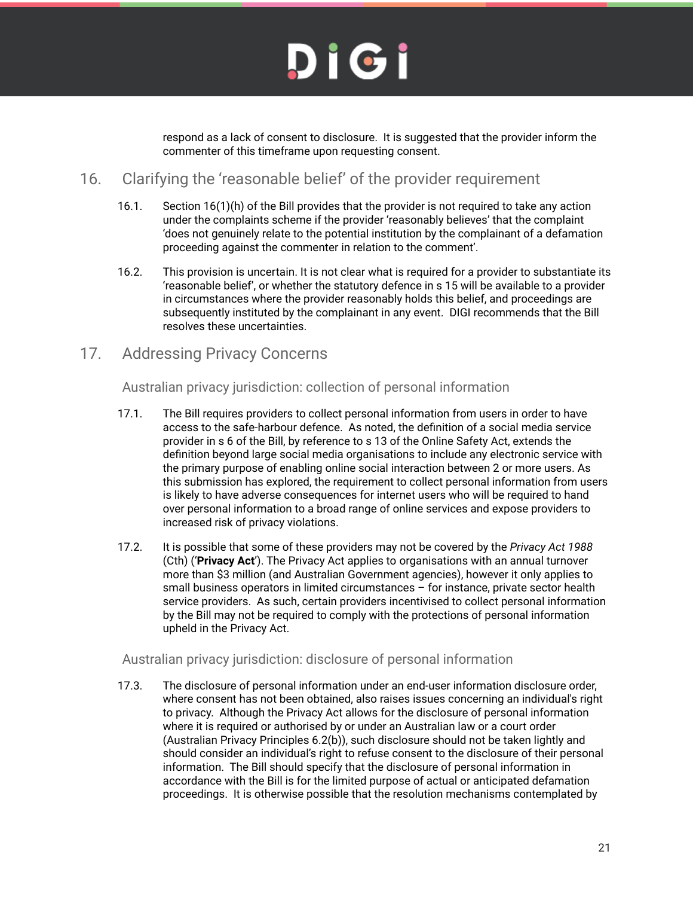respond as a lack of consent to disclosure. It is suggested that the provider inform the commenter of this timeframe upon requesting consent.

## 16. Clarifying the 'reasonable belief' of the provider requirement

16.1. Section 16(1)(h) of the Bill provides that the provider is not required to take any action under the complaints scheme if the provider 'reasonably believes' that the complaint 'does not genuinely relate to the potential institution by the complainant of a defamation proceeding against the commenter in relation to the comment'.

16.2. This provision is uncertain. It is not clear what is required for a provider to substantiate its 'reasonable belief', or whether the statutory defence in s 15 will be available to a provider in circumstances where the provider reasonably holds this belief, and proceedings are subsequently instituted by the complainant in any event. DIGI recommends that the Bill resolves these uncertainties.

## 17. Addressing Privacy Concerns

### Australian privacy jurisdiction: collection of personal information

17.1. The Bill requires providers to collect personal information from users in order to have access to the safe-harbour defence. As noted, the definition of a social media service provider in s 6 of the Bill, by reference to s 13 of the Online Safety Act, extends the definition beyond large social media organisations to include any electronic service with the primary purpose of enabling online social interaction between 2 or more users. As this submission has explored, the requirement to collect personal information from users is likely to have adverse consequences for internet users who will be required to hand over personal information to a broad range of online services and expose providers to increased risk of privacy violations.

17.2. It is possible that some of these providers may not be covered by the *Privacy Act 1988* (Cth) ('**Privacy Act**'). The Privacy Act applies to organisations with an annual turnover more than $3 million (and Australian Government agencies), however it only applies to small business operators in limited circumstances – for instance, private sector health service providers. As such, certain providers incentivised to collect personal information by the Bill may not be required to comply with the protections of personal information upheld in the Privacy Act.

### Australian privacy jurisdiction: disclosure of personal information

17.3. The disclosure of personal information under an end-user information disclosure order, where consent has not been obtained, also raises issues concerning an individual's right to privacy. Although the Privacy Act allows for the disclosure of personal information where it is required or authorised by or under an Australian law or a court order (Australian Privacy Principles 6.2(b)), such disclosure should not be taken lightly and should consider an individual's right to refuse consent to the disclosure of their personal information. The Bill should specify that the disclosure of personal information in accordance with the Bill is for the limited purpose of actual or anticipated defamation proceedings. It is otherwise possible that the resolution mechanisms contemplated by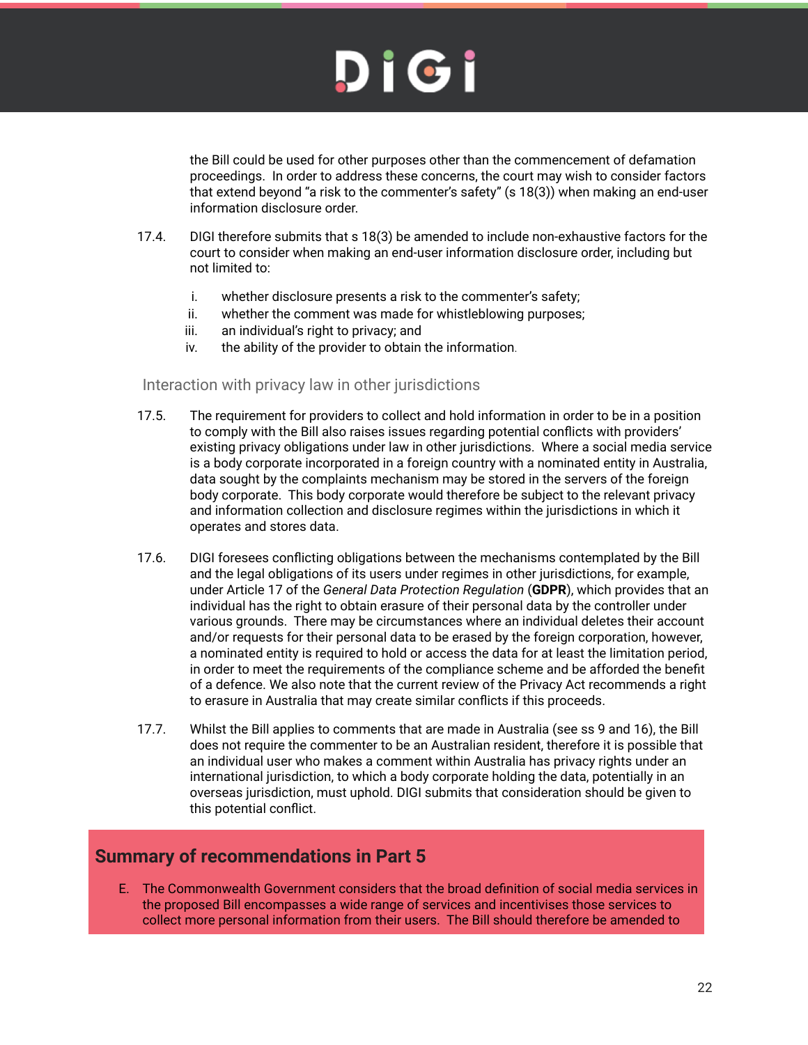the Bill could be used for other purposes other than the commencement of defamation proceedings. In order to address these concerns, the court may wish to consider factors that extend beyond "a risk to the commenter's safety" (s 18(3)) when making an end-user information disclosure order.

17.4. DIGI therefore submits that s 18(3) be amended to include non-exhaustive factors for the court to consider when making an end-user information disclosure order, including but not limited to:

i. whether disclosure presents a risk to the commenter's safety;
ii. whether the comment was made for whistleblowing purposes;
iii. an individual's right to privacy; and
iv. the ability of the provider to obtain the information.

### Interaction with privacy law in other jurisdictions

17.5. The requirement for providers to collect and hold information in order to be in a position to comply with the Bill also raises issues regarding potential conflicts with providers' existing privacy obligations under law in other jurisdictions. Where a social media service is a body corporate incorporated in a foreign country with a nominated entity in Australia, data sought by the complaints mechanism may be stored in the servers of the foreign body corporate. This body corporate would therefore be subject to the relevant privacy and information collection and disclosure regimes within the jurisdictions in which it operates and stores data.

17.6. DIGI foresees conflicting obligations between the mechanisms contemplated by the Bill and the legal obligations of its users under regimes in other jurisdictions, for example, under Article 17 of the *General Data Protection Regulation* (**GDPR**), which provides that an individual has the right to obtain erasure of their personal data by the controller under various grounds. There may be circumstances where an individual deletes their account and/or requests for their personal data to be erased by the foreign corporation, however, a nominated entity is required to hold or access the data for at least the limitation period, in order to meet the requirements of the compliance scheme and be afforded the benefit of a defence. We also note that the current review of the Privacy Act recommends a right to erasure in Australia that may create similar conflicts if this proceeds.

17.7. Whilst the Bill applies to comments that are made in Australia (see ss 9 and 16), the Bill does not require the commenter to be an Australian resident, therefore it is possible that an individual user who makes a comment within Australia has privacy rights under an international jurisdiction, to which a body corporate holding the data, potentially in an overseas jurisdiction, must uphold. DIGI submits that consideration should be given to this potential conflict.

## Summary of recommendations in Part 5

E. The Commonwealth Government considers that the broad definition of social media services in the proposed Bill encompasses a wide range of services and incentivises those services to collect more personal information from their users. The Bill should therefore be amended to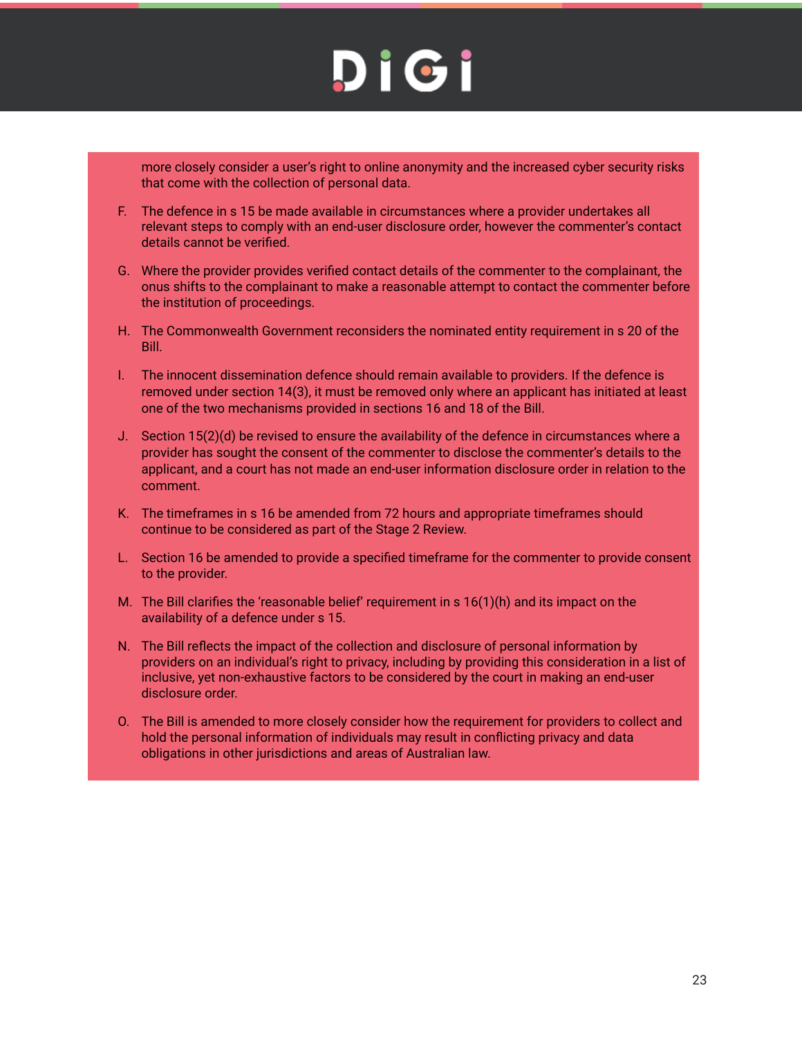more closely consider a user's right to online anonymity and the increased cyber security risks that come with the collection of personal data.

F. The defence in s 15 be made available in circumstances where a provider undertakes all relevant steps to comply with an end-user disclosure order, however the commenter's contact details cannot be verified.

G. Where the provider provides verified contact details of the commenter to the complainant, the onus shifts to the complainant to make a reasonable attempt to contact the commenter before the institution of proceedings.

H. The Commonwealth Government reconsiders the nominated entity requirement in s 20 of the Bill.

I. The innocent dissemination defence should remain available to providers. If the defence is removed under section 14(3), it must be removed only where an applicant has initiated at least one of the two mechanisms provided in sections 16 and 18 of the Bill.

J. Section 15(2)(d) be revised to ensure the availability of the defence in circumstances where a provider has sought the consent of the commenter to disclose the commenter's details to the applicant, and a court has not made an end-user information disclosure order in relation to the comment.

K. The timeframes in s 16 be amended from 72 hours and appropriate timeframes should continue to be considered as part of the Stage 2 Review.

L. Section 16 be amended to provide a specified timeframe for the commenter to provide consent to the provider.

M. The Bill clarifies the 'reasonable belief' requirement in s 16(1)(h) and its impact on the availability of a defence under s 15.

N. The Bill reflects the impact of the collection and disclosure of personal information by providers on an individual's right to privacy, including by providing this consideration in a list of inclusive, yet non-exhaustive factors to be considered by the court in making an end-user disclosure order.

O. The Bill is amended to more closely consider how the requirement for providers to collect and hold the personal information of individuals may result in conflicting privacy and data obligations in other jurisdictions and areas of Australian law.